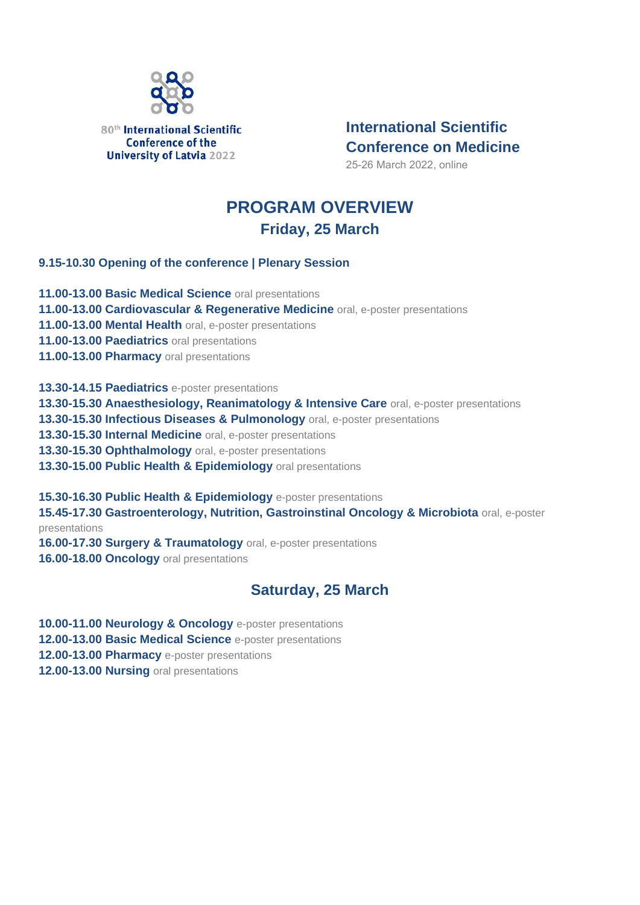80th International Scientific Conference of the University of Latvia 2022

**International Scientific Conference on Medicine**

25-26 March 2022, online

# PROGRAM OVERVIEW

## Friday, 25 March

**9.15-10.30 Opening of the conference | Plenary Session**

**11.00-13.00 Basic Medical Science** oral presentations
**11.00-13.00 Cardiovascular & Regenerative Medicine** oral, e-poster presentations
**11.00-13.00 Mental Health** oral, e-poster presentations
**11.00-13.00 Paediatrics** oral presentations
**11.00-13.00 Pharmacy** oral presentations

**13.30-14.15 Paediatrics** e-poster presentations
**13.30-15.30 Anaesthesiology, Reanimatology & Intensive Care** oral, e-poster presentations
**13.30-15.30 Infectious Diseases & Pulmonology** oral, e-poster presentations
**13.30-15.30 Internal Medicine** oral, e-poster presentations
**13.30-15.30 Ophthalmology** oral, e-poster presentations
**13.30-15.00 Public Health & Epidemiology** oral presentations

**15.30-16.30 Public Health & Epidemiology** e-poster presentations
**15.45-17.30 Gastroenterology, Nutrition, Gastroinstinal Oncology & Microbiota** oral, e-poster presentations
**16.00-17.30 Surgery & Traumatology** oral, e-poster presentations
**16.00-18.00 Oncology** oral presentations

## Saturday, 25 March

**10.00-11.00 Neurology & Oncology** e-poster presentations
**12.00-13.00 Basic Medical Science** e-poster presentations
**12.00-13.00 Pharmacy** e-poster presentations
**12.00-13.00 Nursing** oral presentations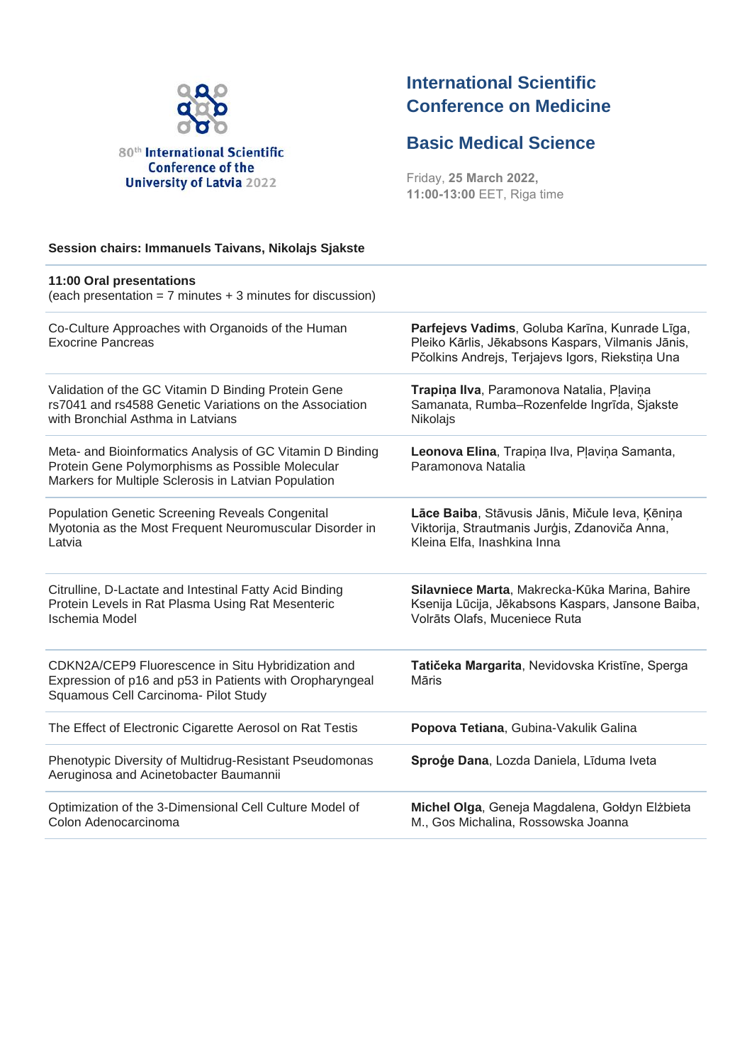80th International Scientific Conference of the University of Latvia 2022

# International Scientific Conference on Medicine

## Basic Medical Science

Friday, **25 March 2022,**
**11:00-13:00** EET, Riga time

**Session chairs: Immanuels Taivans, Nikolajs Sjakste**

**11:00 Oral presentations**
(each presentation = 7 minutes + 3 minutes for discussion)

| Title | Authors |
|---|---|
| Co-Culture Approaches with Organoids of the Human Exocrine Pancreas | **Parfejevs Vadims**, Goluba Karīna, Kunrade Līga, Pleiko Kārlis, Jēkabsons Kaspars, Vilmanis Jānis, Pčolkins Andrejs, Terjajevs Igors, Riekstiņa Una |
| Validation of the GC Vitamin D Binding Protein Gene rs7041 and rs4588 Genetic Variations on the Association with Bronchial Asthma in Latvians | **Trapiņa Ilva**, Paramonova Natalia, Pļaviņa Samanata, Rumba–Rozenfelde Ingrīda, Sjakste Nikolajs |
| Meta- and Bioinformatics Analysis of GC Vitamin D Binding Protein Gene Polymorphisms as Possible Molecular Markers for Multiple Sclerosis in Latvian Population | **Leonova Elina**, Trapiņa Ilva, Pļaviņa Samanta, Paramonova Natalia |
| Population Genetic Screening Reveals Congenital Myotonia as the Most Frequent Neuromuscular Disorder in Latvia | **Lāce Baiba**, Stāvusis Jānis, Mičule Ieva, Ķēniņa Viktorija, Strautmanis Jurģis, Zdanoviča Anna, Kleina Elfa, Inashkina Inna |
| Citrulline, D-Lactate and Intestinal Fatty Acid Binding Protein Levels in Rat Plasma Using Rat Mesenteric Ischemia Model | **Silavniece Marta**, Makrecka-Kūka Marina, Bahire Ksenija Lūcija, Jēkabsons Kaspars, Jansone Baiba, Volrāts Olafs, Muceniece Ruta |
| CDKN2A/CEP9 Fluorescence in Situ Hybridization and Expression of p16 and p53 in Patients with Oropharyngeal Squamous Cell Carcinoma- Pilot Study | **Tatičeka Margarita**, Nevidovska Kristīne, Sperga Māris |
| The Effect of Electronic Cigarette Aerosol on Rat Testis | **Popova Tetiana**, Gubina-Vakulik Galina |
| Phenotypic Diversity of Multidrug-Resistant Pseudomonas Aeruginosa and Acinetobacter Baumannii | **Sproģe Dana**, Lozda Daniela, Līduma Iveta |
| Optimization of the 3-Dimensional Cell Culture Model of Colon Adenocarcinoma | **Michel Olga**, Geneja Magdalena, Gołdyn Elżbieta M., Gos Michalina, Rossowska Joanna |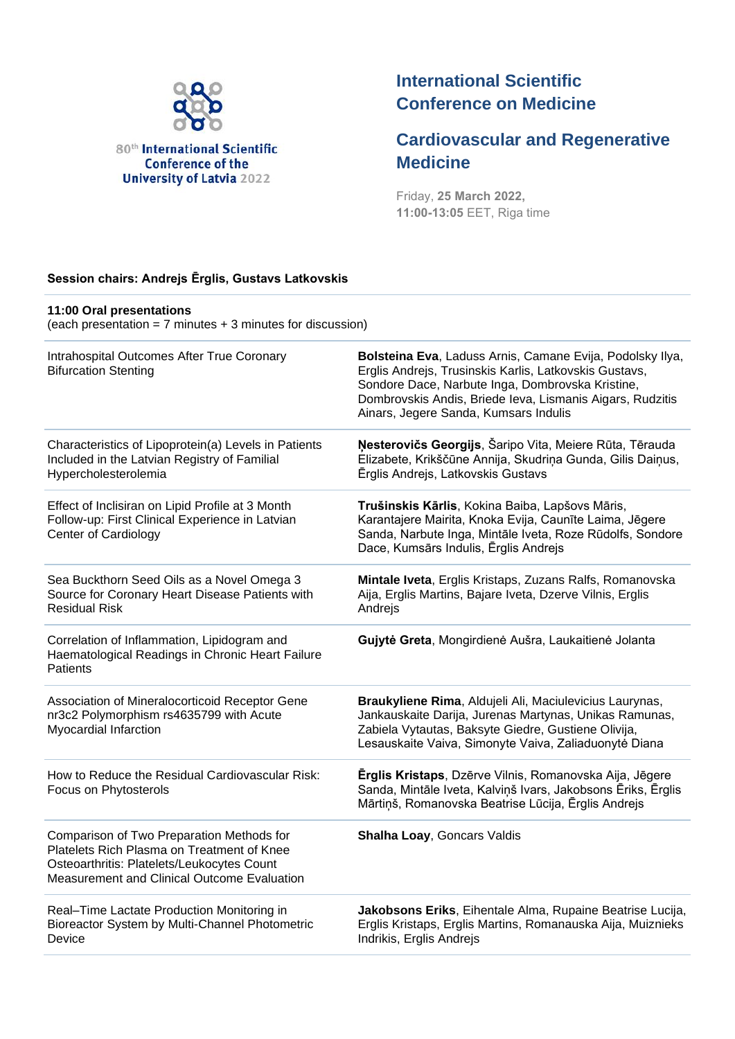80th International Scientific Conference of the University of Latvia 2022

# International Scientific Conference on Medicine

## Cardiovascular and Regenerative Medicine

Friday, **25 March 2022,**
**11:00-13:05** EET, Riga time

**Session chairs: Andrejs Ērglis, Gustavs Latkovskis**

**11:00 Oral presentations**
(each presentation = 7 minutes + 3 minutes for discussion)

| Title | Authors |
|---|---|
| Intrahospital Outcomes After True Coronary Bifurcation Stenting | **Bolsteina Eva**, Laduss Arnis, Camane Evija, Podolsky Ilya, Erglis Andrejs, Trusinskis Karlis, Latkovskis Gustavs, Sondore Dace, Narbute Inga, Dombrovska Kristine, Dombrovskis Andis, Briede Ieva, Lismanis Aigars, Rudzitis Ainars, Jegere Sanda, Kumsars Indulis |
| Characteristics of Lipoprotein(a) Levels in Patients Included in the Latvian Registry of Familial Hypercholesterolemia | **Ņesterovičs Georgijs**, Šaripo Vita, Meiere Rūta, Tērauda Elizabete, Krikščūne Annija, Skudriņa Gunda, Gilis Daiņus, Ērglis Andrejs, Latkovskis Gustavs |
| Effect of Inclisiran on Lipid Profile at 3 Month Follow-up: First Clinical Experience in Latvian Center of Cardiology | **Trušinskis Kārlis**, Kokina Baiba, Lapšovs Māris, Karantajere Mairita, Knoka Evija, Caunīte Laima, Jēgere Sanda, Narbute Inga, Mintāle Iveta, Roze Rūdolfs, Sondore Dace, Kumsārs Indulis, Ērglis Andrejs |
| Sea Buckthorn Seed Oils as a Novel Omega 3 Source for Coronary Heart Disease Patients with Residual Risk | **Mintale Iveta**, Erglis Kristaps, Zuzans Ralfs, Romanovska Aija, Erglis Martins, Bajare Iveta, Dzerve Vilnis, Erglis Andrejs |
| Correlation of Inflammation, Lipidogram and Haematological Readings in Chronic Heart Failure Patients | **Gujytė Greta**, Mongirdienė Aušra, Laukaitienė Jolanta |
| Association of Mineralocorticoid Receptor Gene nr3c2 Polymorphism rs4635799 with Acute Myocardial Infarction | **Braukyliene Rima**, Aldujeli Ali, Maciulevicius Laurynas, Jankauskaite Darija, Jurenas Martynas, Unikas Ramunas, Zabiela Vytautas, Baksyte Giedre, Gustiene Olivija, Lesauskaite Vaiva, Simonyte Vaiva, Zaliaduonytė Diana |
| How to Reduce the Residual Cardiovascular Risk: Focus on Phytosterols | **Ērglis Kristaps**, Dzērve Vilnis, Romanovska Aija, Jēgere Sanda, Mintāle Iveta, Kalviņš Ivars, Jakobsons Ēriks, Ērglis Mārtiņš, Romanovska Beatrise Lūcija, Ērglis Andrejs |
| Comparison of Two Preparation Methods for Platelets Rich Plasma on Treatment of Knee Osteoarthritis: Platelets/Leukocytes Count Measurement and Clinical Outcome Evaluation | **Shalha Loay**, Goncars Valdis |
| Real–Time Lactate Production Monitoring in Bioreactor System by Multi-Channel Photometric Device | **Jakobsons Eriks**, Eihentale Alma, Rupaine Beatrise Lucija, Erglis Kristaps, Erglis Martins, Romanauska Aija, Muiznieks Indrikis, Erglis Andrejs |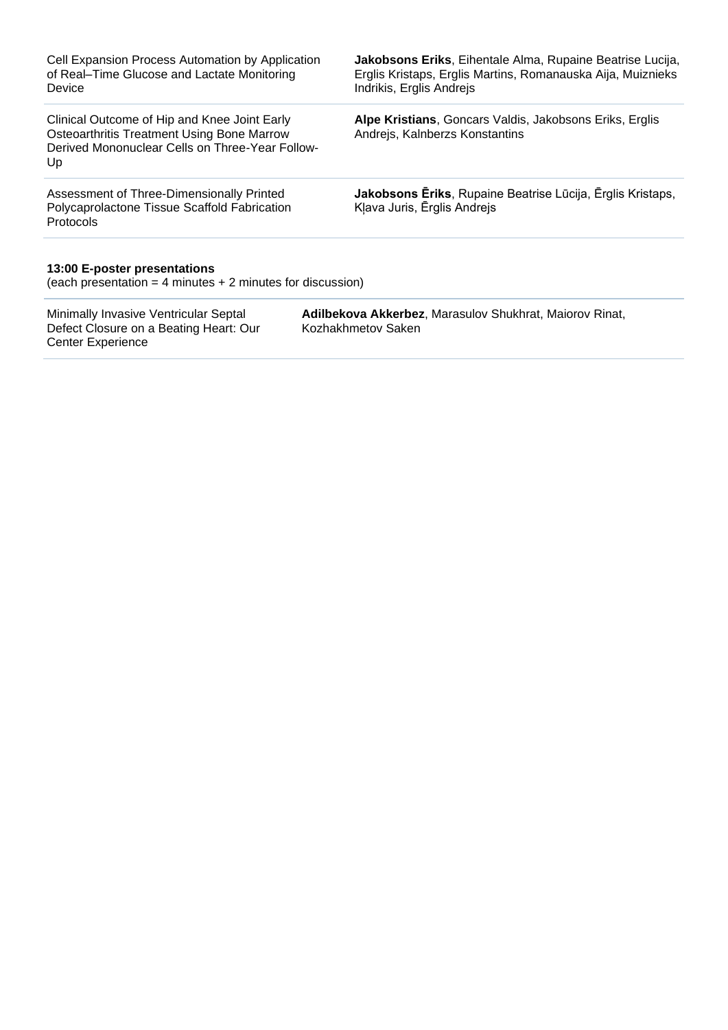| | |
|---|---|
| Cell Expansion Process Automation by Application of Real–Time Glucose and Lactate Monitoring Device | **Jakobsons Eriks**, Eihentale Alma, Rupaine Beatrise Lucija, Erglis Kristaps, Erglis Martins, Romanauska Aija, Muiznieks Indrikis, Erglis Andrejs |
| Clinical Outcome of Hip and Knee Joint Early Osteoarthritis Treatment Using Bone Marrow Derived Mononuclear Cells on Three-Year Follow-Up | **Alpe Kristians**, Goncars Valdis, Jakobsons Eriks, Erglis Andrejs, Kalnberzs Konstantins |
| Assessment of Three-Dimensionally Printed Polycaprolactone Tissue Scaffold Fabrication Protocols | **Jakobsons Ēriks**, Rupaine Beatrise Lūcija, Ērglis Kristaps, Kļava Juris, Ērglis Andrejs |

**13:00 E-poster presentations**
(each presentation = 4 minutes + 2 minutes for discussion)

| | |
|---|---|
| Minimally Invasive Ventricular Septal Defect Closure on a Beating Heart: Our Center Experience | **Adilbekova Akkerbez**, Marasulov Shukhrat, Maiorov Rinat, Kozhakhmetov Saken |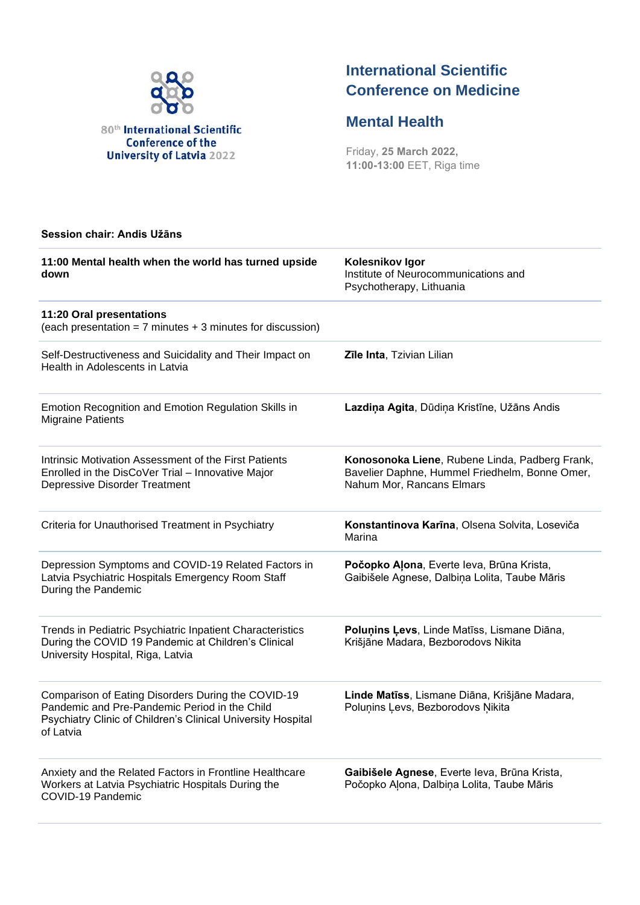80th International Scientific Conference of the University of Latvia 2022

## International Scientific Conference on Medicine

## Mental Health

Friday, **25 March 2022,**
**11:00-13:00** EET, Riga time

**Session chair: Andis Užāns**

| | |
|---|---|
| **11:00 Mental health when the world has turned upside down** | **Kolesnikov Igor** Institute of Neurocommunications and Psychotherapy, Lithuania |
| **11:20 Oral presentations** (each presentation = 7 minutes + 3 minutes for discussion) | |
| Self-Destructiveness and Suicidality and Their Impact on Health in Adolescents in Latvia | **Zīle Inta**, Tzivian Lilian |
| Emotion Recognition and Emotion Regulation Skills in Migraine Patients | **Lazdiņa Agita**, Dūdiņa Kristīne, Užāns Andis |
| Intrinsic Motivation Assessment of the First Patients Enrolled in the DisCoVer Trial – Innovative Major Depressive Disorder Treatment | **Konosonoka Liene**, Rubene Linda, Padberg Frank, Bavelier Daphne, Hummel Friedhelm, Bonne Omer, Nahum Mor, Rancans Elmars |
| Criteria for Unauthorised Treatment in Psychiatry | **Konstantinova Karīna**, Olsena Solvita, Loseviča Marina |
| Depression Symptoms and COVID-19 Related Factors in Latvia Psychiatric Hospitals Emergency Room Staff During the Pandemic | **Počopko Aļona**, Everte Ieva, Brūna Krista, Gaibišele Agnese, Dalbiņa Lolita, Taube Māris |
| Trends in Pediatric Psychiatric Inpatient Characteristics During the COVID 19 Pandemic at Children's Clinical University Hospital, Riga, Latvia | **Poluņins Ļevs**, Linde Matīss, Lismane Diāna, Krišjāne Madara, Bezborodovs Nikita |
| Comparison of Eating Disorders During the COVID-19 Pandemic and Pre-Pandemic Period in the Child Psychiatry Clinic of Children's Clinical University Hospital of Latvia | **Linde Matīss**, Lismane Diāna, Krišjāne Madara, Poluņins Ļevs, Bezborodovs Ņikita |
| Anxiety and the Related Factors in Frontline Healthcare Workers at Latvia Psychiatric Hospitals During the COVID-19 Pandemic | **Gaibišele Agnese**, Everte Ieva, Brūna Krista, Počopko Aļona, Dalbiņa Lolita, Taube Māris |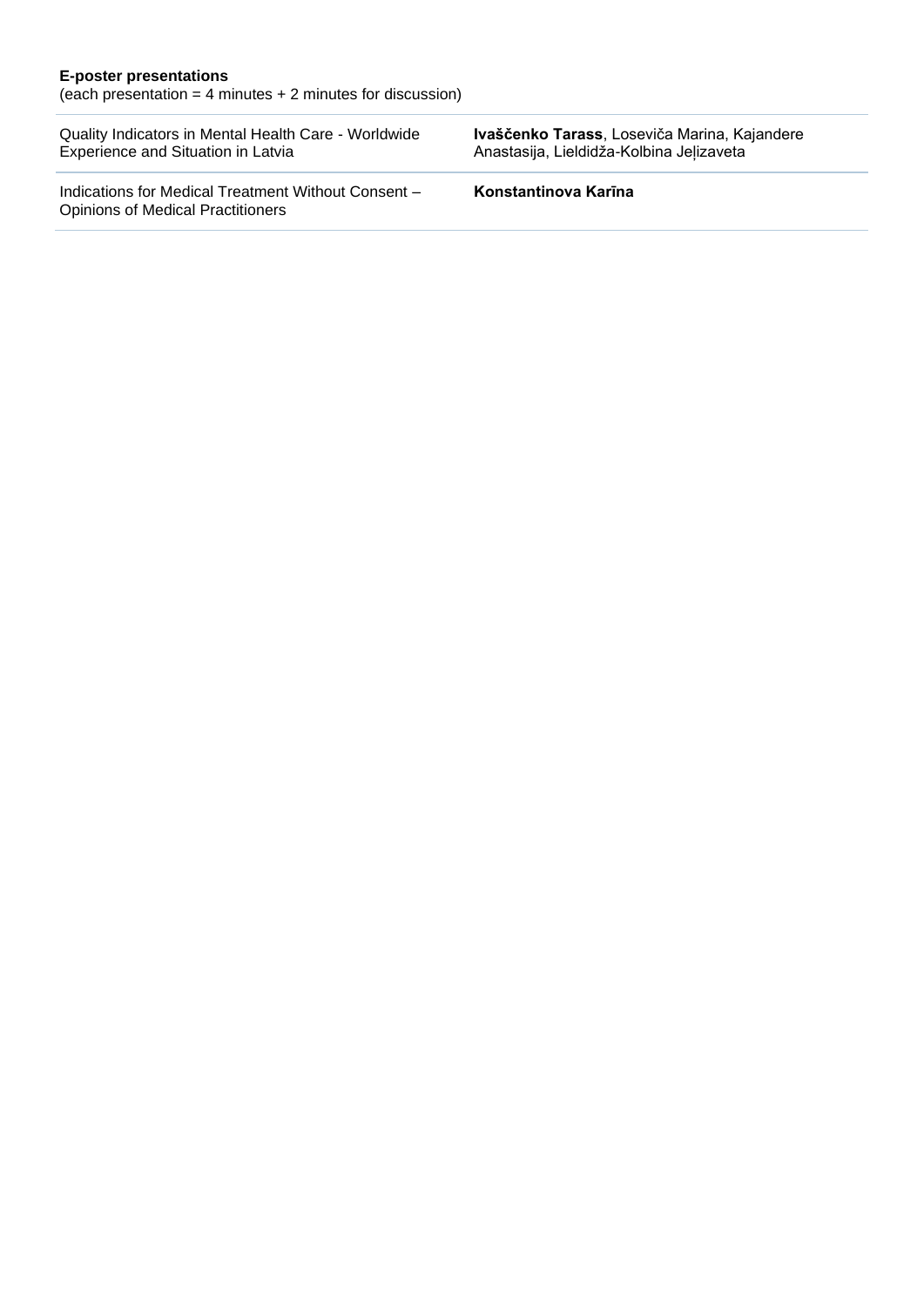**E-poster presentations**
(each presentation = 4 minutes + 2 minutes for discussion)

| | |
|---|---|
| Quality Indicators in Mental Health Care - Worldwide Experience and Situation in Latvia | **Ivaščenko Tarass**, Loseviča Marina, Kajandere Anastasija, Lieldidža-Kolbina Jeļizaveta |
| Indications for Medical Treatment Without Consent – Opinions of Medical Practitioners | **Konstantinova Karīna** |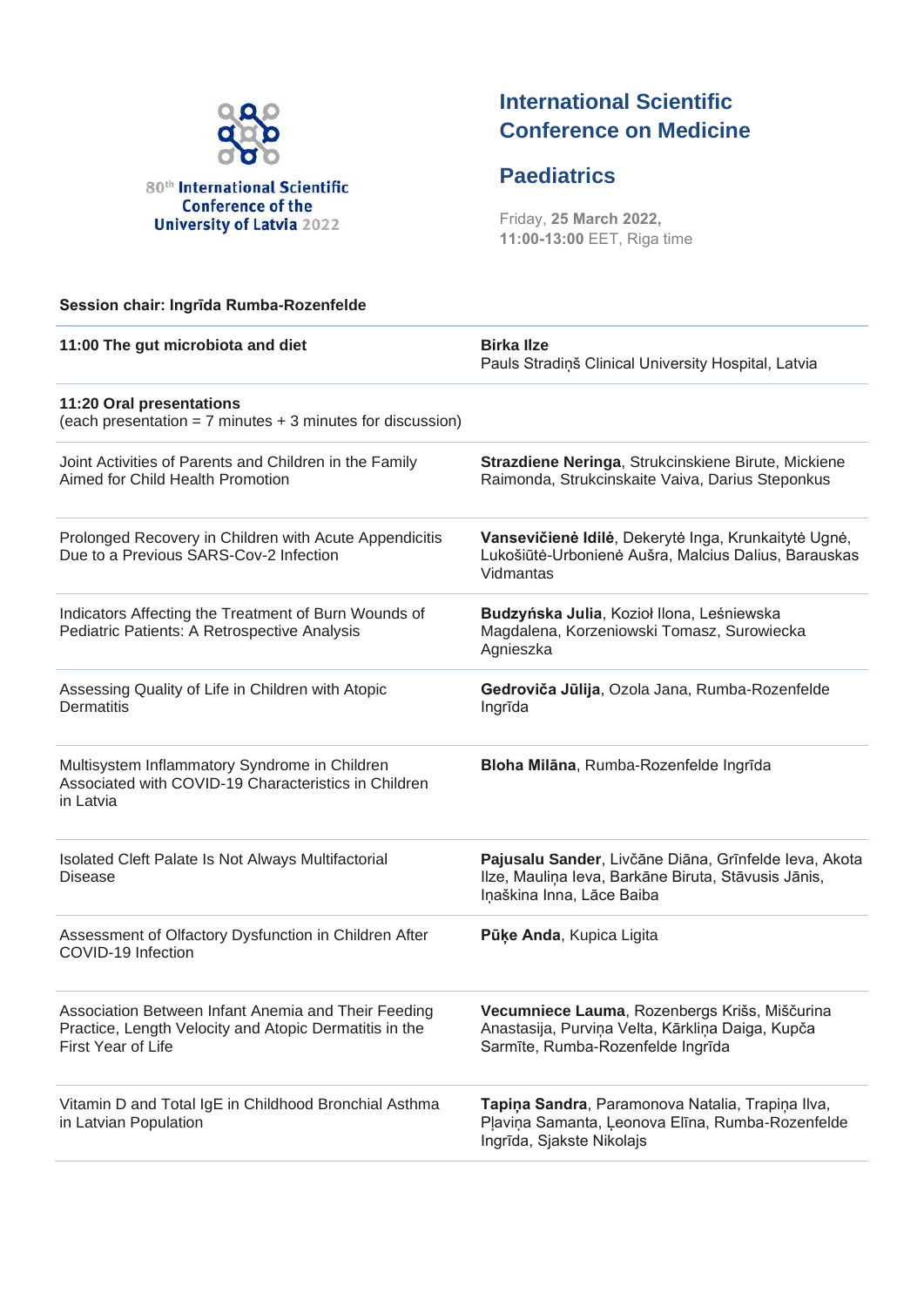80th International Scientific Conference of the University of Latvia 2022

## International Scientific Conference on Medicine

## Paediatrics

Friday, **25 March 2022,**
**11:00-13:00** EET, Riga time

**Session chair: Ingrīda Rumba-Rozenfelde**

| | |
|---|---|
| **11:00 The gut microbiota and diet** | **Birka Ilze**<br>Pauls Stradiņš Clinical University Hospital, Latvia |
| **11:20 Oral presentations**<br>(each presentation = 7 minutes + 3 minutes for discussion) | |
| Joint Activities of Parents and Children in the Family Aimed for Child Health Promotion | **Strazdiene Neringa**, Strukcinskiene Birute, Mickiene Raimonda, Strukcinskaite Vaiva, Darius Steponkus |
| Prolonged Recovery in Children with Acute Appendicitis Due to a Previous SARS-Cov-2 Infection | **Vansevičienė Idilė**, Dekerytė Inga, Krunkaitytė Ugnė, Lukošiūtė-Urbonienė Aušra, Malcius Dalius, Barauskas Vidmantas |
| Indicators Affecting the Treatment of Burn Wounds of Pediatric Patients: A Retrospective Analysis | **Budzyńska Julia**, Kozioł Ilona, Leśniewska Magdalena, Korzeniowski Tomasz, Surowiecka Agnieszka |
| Assessing Quality of Life in Children with Atopic Dermatitis | **Gedroviča Jūlija**, Ozola Jana, Rumba-Rozenfelde Ingrīda |
| Multisystem Inflammatory Syndrome in Children Associated with COVID-19 Characteristics in Children in Latvia | **Bloha Milāna**, Rumba-Rozenfelde Ingrīda |
| Isolated Cleft Palate Is Not Always Multifactorial Disease | **Pajusalu Sander**, Livčāne Diāna, Grīnfelde Ieva, Akota Ilze, Mauliņa Ieva, Barkāne Biruta, Stāvusis Jānis, Iņaškina Inna, Lāce Baiba |
| Assessment of Olfactory Dysfunction in Children After COVID-19 Infection | **Pūķe Anda**, Kupica Ligita |
| Association Between Infant Anemia and Their Feeding Practice, Length Velocity and Atopic Dermatitis in the First Year of Life | **Vecumniece Lauma**, Rozenbergs Krišs, Miščurina Anastasija, Purviņa Velta, Kārkliņa Daiga, Kupča Sarmīte, Rumba-Rozenfelde Ingrīda |
| Vitamin D and Total IgE in Childhood Bronchial Asthma in Latvian Population | **Tapiņa Sandra**, Paramonova Natalia, Trapiņa Ilva, Pļaviņa Samanta, Ļeonova Elīna, Rumba-Rozenfelde Ingrīda, Sjakste Nikolajs |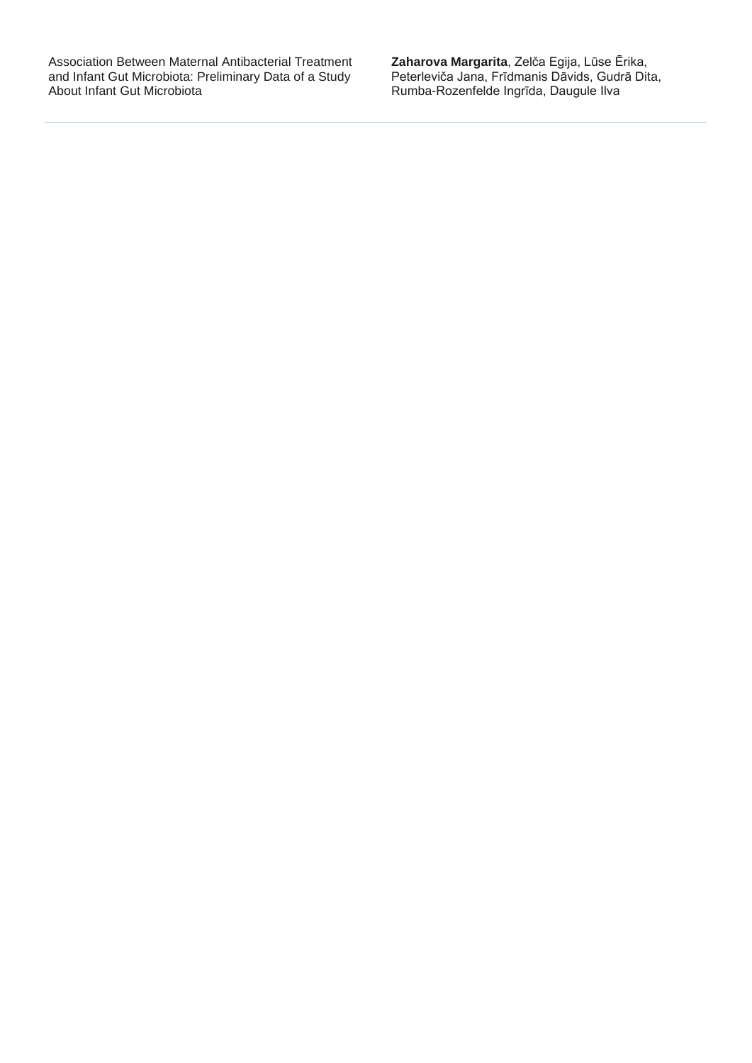Association Between Maternal Antibacterial Treatment and Infant Gut Microbiota: Preliminary Data of a Study About Infant Gut Microbiota

**Zaharova Margarita**, Zelča Egija, Lūse Ērika, Peterleviča Jana, Frīdmanis Dāvids, Gudrā Dita, Rumba-Rozenfelde Ingrīda, Daugule Ilva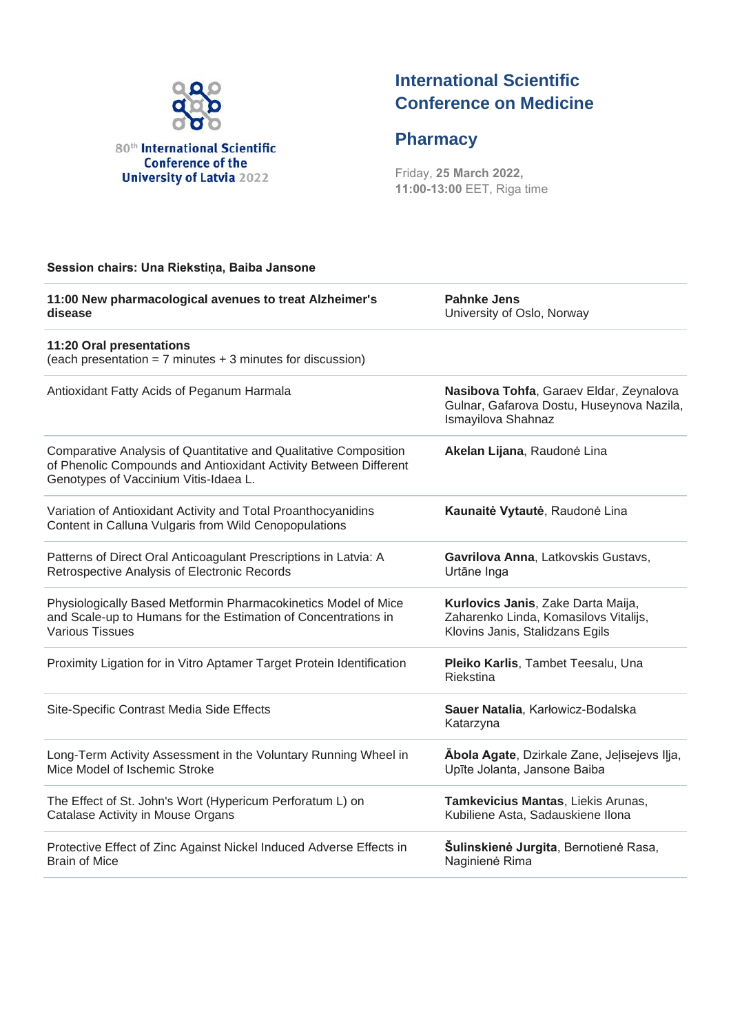80th International Scientific Conference of the University of Latvia 2022

# International Scientific Conference on Medicine

## Pharmacy

Friday, **25 March 2022,**
**11:00-13:00** EET, Riga time

**Session chairs: Una Riekstiņa, Baiba Jansone**

| | |
|---|---|
| **11:00 New pharmacological avenues to treat Alzheimer's disease** | **Pahnke Jens**<br>University of Oslo, Norway |
| **11:20 Oral presentations**<br>(each presentation = 7 minutes + 3 minutes for discussion) | |
| Antioxidant Fatty Acids of Peganum Harmala | **Nasibova Tohfa**, Garaev Eldar, Zeynalova Gulnar, Gafarova Dostu, Huseynova Nazila, Ismayilova Shahnaz |
| Comparative Analysis of Quantitative and Qualitative Composition of Phenolic Compounds and Antioxidant Activity Between Different Genotypes of Vaccinium Vitis-Idaea L. | **Akelan Lijana**, Raudonė Lina |
| Variation of Antioxidant Activity and Total Proanthocyanidins Content in Calluna Vulgaris from Wild Cenopopulations | **Kaunaitė Vytautė**, Raudonė Lina |
| Patterns of Direct Oral Anticoagulant Prescriptions in Latvia: A Retrospective Analysis of Electronic Records | **Gavrilova Anna**, Latkovskis Gustavs, Urtāne Inga |
| Physiologically Based Metformin Pharmacokinetics Model of Mice and Scale-up to Humans for the Estimation of Concentrations in Various Tissues | **Kurlovics Janis**, Zake Darta Maija, Zaharenko Linda, Komasilovs Vitalijs, Klovins Janis, Stalidzans Egils |
| Proximity Ligation for in Vitro Aptamer Target Protein Identification | **Pleiko Karlis**, Tambet Teesalu, Una Riekstina |
| Site-Specific Contrast Media Side Effects | **Sauer Natalia**, Karłowicz-Bodalska Katarzyna |
| Long-Term Activity Assessment in the Voluntary Running Wheel in Mice Model of Ischemic Stroke | **Ābola Agate**, Dzirkale Zane, Jeļisejevs Ilja, Upīte Jolanta, Jansone Baiba |
| The Effect of St. John's Wort (Hypericum Perforatum L) on Catalase Activity in Mouse Organs | **Tamkevicius Mantas**, Liekis Arunas, Kubiliene Asta, Sadauskiene Ilona |
| Protective Effect of Zinc Against Nickel Induced Adverse Effects in Brain of Mice | **Šulinskienė Jurgita**, Bernotienė Rasa, Naginienė Rima |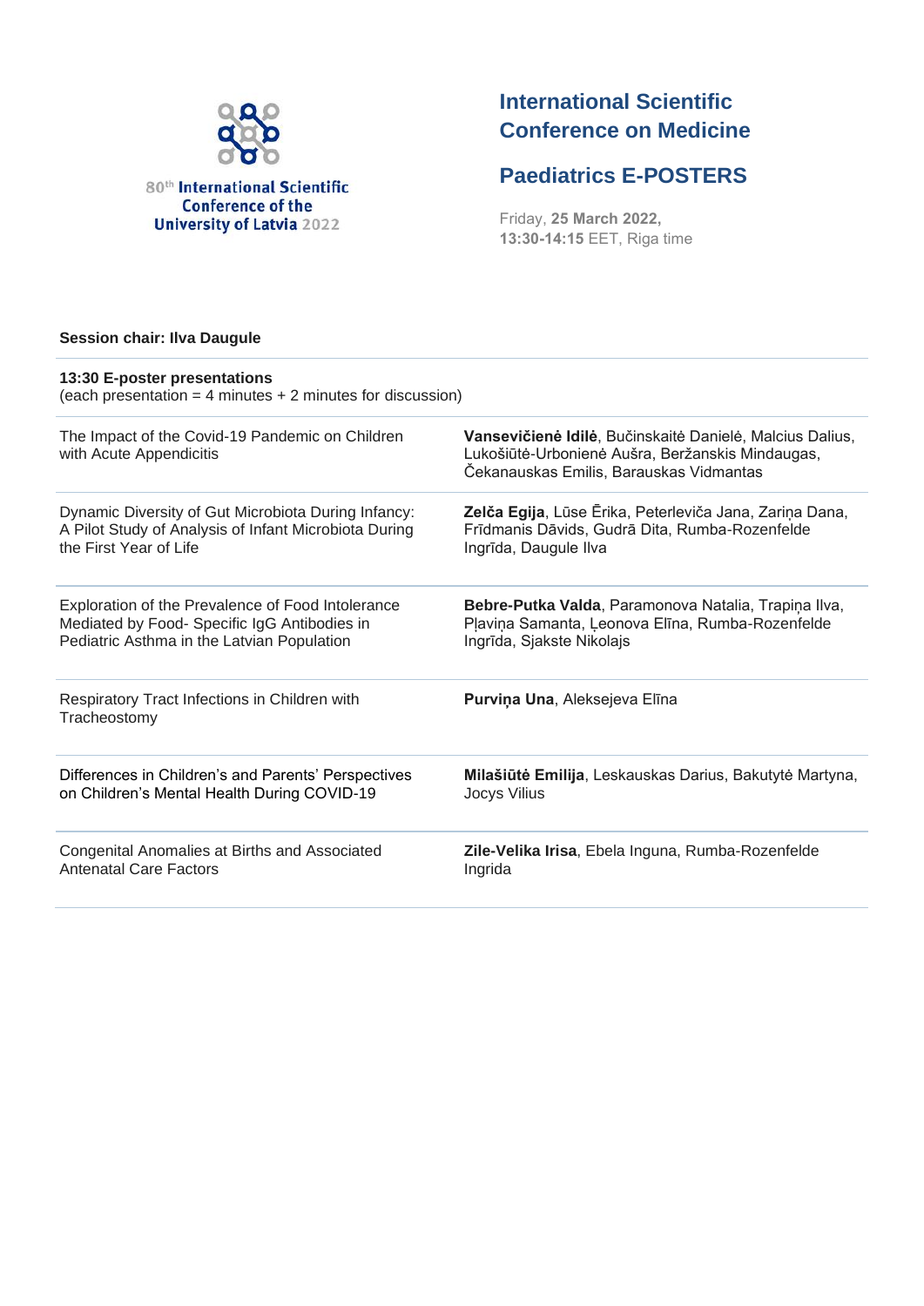80[th] International Scientific Conference of the University of Latvia 2022

# International Scientific Conference on Medicine

## Paediatrics E-POSTERS

Friday, **25 March 2022,**
**13:30-14:15** EET, Riga time

**Session chair: Ilva Daugule**

**13:30 E-poster presentations**
(each presentation = 4 minutes + 2 minutes for discussion)

| | |
|---|---|
| The Impact of the Covid-19 Pandemic on Children with Acute Appendicitis | **Vansevičienė Idilė**, Bučinskaitė Danielė, Malcius Dalius, Lukošiūtė-Urbonienė Aušra, Beržanskis Mindaugas, Čekanauskas Emilis, Barauskas Vidmantas |
| Dynamic Diversity of Gut Microbiota During Infancy: A Pilot Study of Analysis of Infant Microbiota During the First Year of Life | **Zelča Egija**, Lūse Ērika, Peterleviča Jana, Zariņa Dana, Frīdmanis Dāvids, Gudrā Dita, Rumba-Rozenfelde Ingrīda, Daugule Ilva |
| Exploration of the Prevalence of Food Intolerance Mediated by Food- Specific IgG Antibodies in Pediatric Asthma in the Latvian Population | **Bebre-Putka Valda**, Paramonova Natalia, Trapiņa Ilva, Pļaviņa Samanta, Ļeonova Elīna, Rumba-Rozenfelde Ingrīda, Sjakste Nikolajs |
| Respiratory Tract Infections in Children with Tracheostomy | **Purviņa Una**, Aleksejeva Elīna |
| Differences in Children's and Parents' Perspectives on Children's Mental Health During COVID-19 | **Milašiūtė Emilija**, Leskauskas Darius, Bakutytė Martyna, Jocys Vilius |
| Congenital Anomalies at Births and Associated Antenatal Care Factors | **Zile-Velika Irisa**, Ebela Inguna, Rumba-Rozenfelde Ingrida |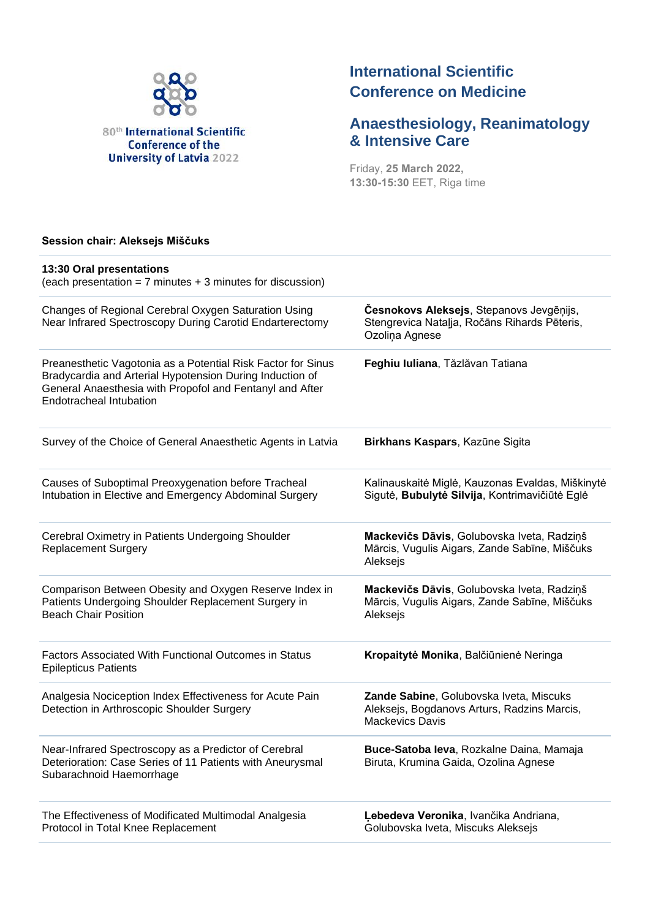80th International Scientific Conference of the University of Latvia 2022

# International Scientific Conference on Medicine

## Anaesthesiology, Reanimatology & Intensive Care

Friday, **25 March 2022,**
**13:30-15:30** EET, Riga time

**Session chair: Aleksejs Miščuks**

**13:30 Oral presentations**
(each presentation = 7 minutes + 3 minutes for discussion)

| | |
|---|---|
| Changes of Regional Cerebral Oxygen Saturation Using Near Infrared Spectroscopy During Carotid Endarterectomy | **Česnokovs Aleksejs**, Stepanovs Jevgēņijs, Stengrevica Natalja, Ročāns Rihards Pēteris, Ozoliņa Agnese |
| Preanesthetic Vagotonia as a Potential Risk Factor for Sinus Bradycardia and Arterial Hypotension During Induction of General Anaesthesia with Propofol and Fentanyl and After Endotracheal Intubation | **Feghiu Iuliana**, Tăzlăvan Tatiana |
| Survey of the Choice of General Anaesthetic Agents in Latvia | **Birkhans Kaspars**, Kazūne Sigita |
| Causes of Suboptimal Preoxygenation before Tracheal Intubation in Elective and Emergency Abdominal Surgery | Kalinauskaitė Miglė, Kauzonas Evaldas, Miškinytė Sigutė, **Bubulytė Silvija**, Kontrimavičiūtė Eglė |
| Cerebral Oximetry in Patients Undergoing Shoulder Replacement Surgery | **Mackevičs Dāvis**, Golubovska Iveta, Radziņš Mārcis, Vugulis Aigars, Zande Sabīne, Miščuks Aleksejs |
| Comparison Between Obesity and Oxygen Reserve Index in Patients Undergoing Shoulder Replacement Surgery in Beach Chair Position | **Mackevičs Dāvis**, Golubovska Iveta, Radziņš Mārcis, Vugulis Aigars, Zande Sabīne, Miščuks Aleksejs |
| Factors Associated With Functional Outcomes in Status Epilepticus Patients | **Kropaitytė Monika**, Balčiūnienė Neringa |
| Analgesia Nociception Index Effectiveness for Acute Pain Detection in Arthroscopic Shoulder Surgery | **Zande Sabine**, Golubovska Iveta, Miscuks Aleksejs, Bogdanovs Arturs, Radzins Marcis, Mackevics Davis |
| Near-Infrared Spectroscopy as a Predictor of Cerebral Deterioration: Case Series of 11 Patients with Aneurysmal Subarachnoid Haemorrhage | **Buce-Satoba Ieva**, Rozkalne Daina, Mamaja Biruta, Krumina Gaida, Ozolina Agnese |
| The Effectiveness of Modificated Multimodal Analgesia Protocol in Total Knee Replacement | **Ļebedeva Veronika**, Ivančika Andriana, Golubovska Iveta, Miscuks Aleksejs |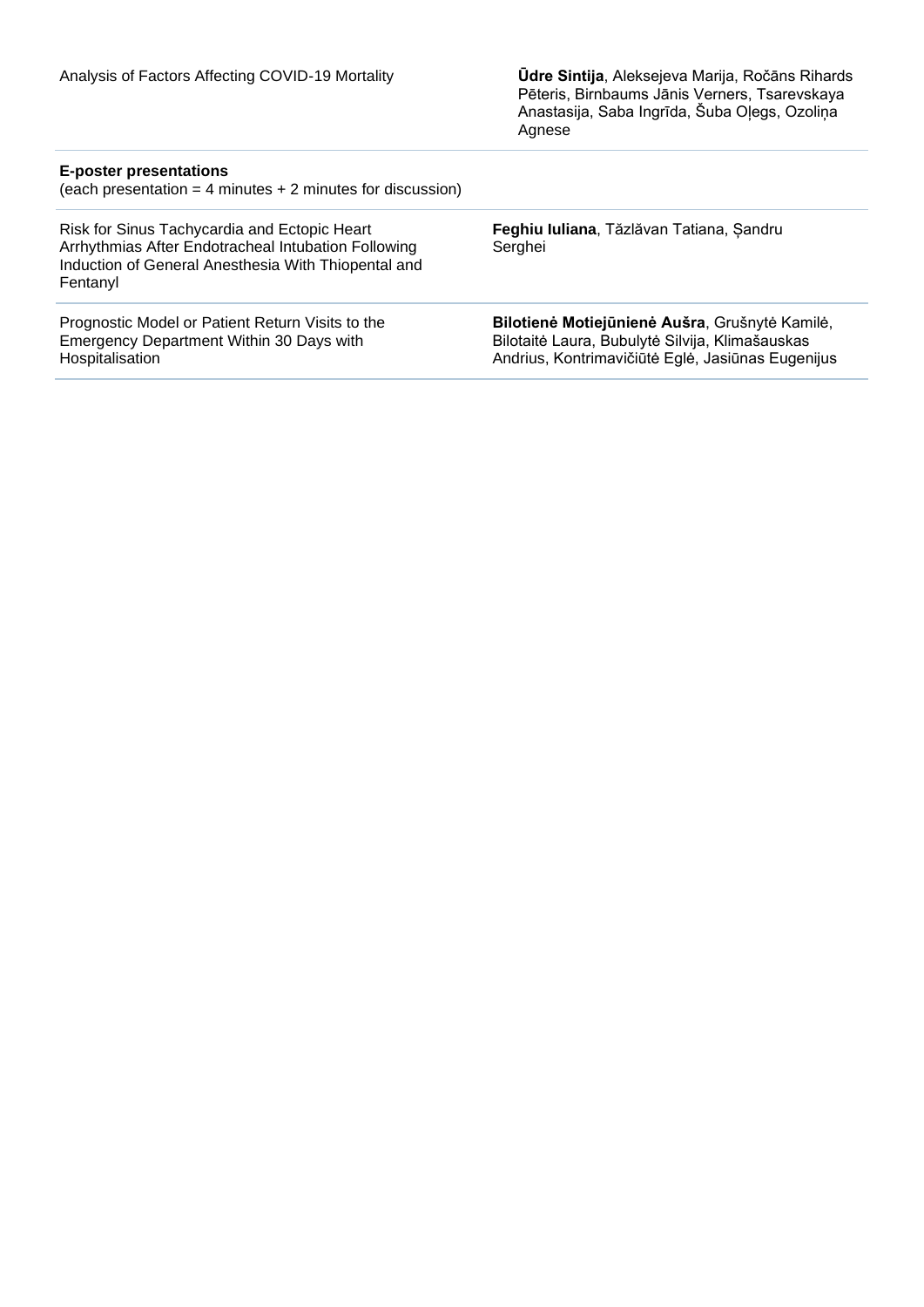| | |
|---|---|
| Analysis of Factors Affecting COVID-19 Mortality | **Ūdre Sintija**, Aleksejeva Marija, Ročāns Rihards Pēteris, Birnbaums Jānis Verners, Tsarevskaya Anastasija, Saba Ingrīda, Šuba Oļegs, Ozoliņa Agnese |

**E-poster presentations**
(each presentation = 4 minutes + 2 minutes for discussion)

| | |
|---|---|
| Risk for Sinus Tachycardia and Ectopic Heart Arrhythmias After Endotracheal Intubation Following Induction of General Anesthesia With Thiopental and Fentanyl | **Feghiu Iuliana**, Tăzlăvan Tatiana, Șandru Serghei |
| Prognostic Model or Patient Return Visits to the Emergency Department Within 30 Days with Hospitalisation | **Bilotienė Motiejūnienė Aušra**, Grušnytė Kamilė, Bilotaitė Laura, Bubulytė Silvija, Klimašauskas Andrius, Kontrimavičiūtė Eglė, Jasiūnas Eugenijus |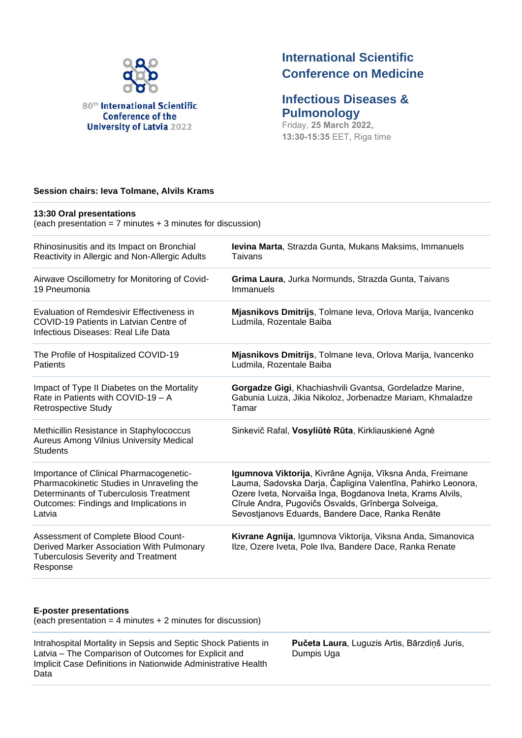80th International Scientific Conference of the University of Latvia 2022

# International Scientific Conference on Medicine

## Infectious Diseases & Pulmonology

Friday, **25 March 2022,**
**13:30-15:35** EET, Riga time

**Session chairs: Ieva Tolmane, Alvils Krams**

**13:30 Oral presentations**
(each presentation = 7 minutes + 3 minutes for discussion)

| | |
|---|---|
| Rhinosinusitis and its Impact on Bronchial Reactivity in Allergic and Non-Allergic Adults | **Ievina Marta**, Strazda Gunta, Mukans Maksims, Immanuels Taivans |
| Airwave Oscillometry for Monitoring of Covid-19 Pneumonia | **Grima Laura**, Jurka Normunds, Strazda Gunta, Taivans Immanuels |
| Evaluation of Remdesivir Effectiveness in COVID-19 Patients in Latvian Centre of Infectious Diseases: Real Life Data | **Mjasnikovs Dmitrijs**, Tolmane Ieva, Orlova Marija, Ivancenko Ludmila, Rozentale Baiba |
| The Profile of Hospitalized COVID-19 Patients | **Mjasnikovs Dmitrijs**, Tolmane Ieva, Orlova Marija, Ivancenko Ludmila, Rozentale Baiba |
| Impact of Type II Diabetes on the Mortality Rate in Patients with COVID-19 – A Retrospective Study | **Gorgadze Gigi**, Khachiashvili Gvantsa, Gordeladze Marine, Gabunia Luiza, Jikia Nikoloz, Jorbenadze Mariam, Khmaladze Tamar |
| Methicillin Resistance in Staphylococcus Aureus Among Vilnius University Medical Students | Sinkevič Rafal, **Vosyliūtė Rūta**, Kirkliauskienė Agnė |
| Importance of Clinical Pharmacogenetic-Pharmacokinetic Studies in Unraveling the Determinants of Tuberculosis Treatment Outcomes: Findings and Implications in Latvia | **Igumnova Viktorija**, Kivrāne Agnija, Vīksna Anda, Freimane Lauma, Sadovska Darja, Čapligina Valentīna, Pahirko Leonora, Ozere Iveta, Norvaiša Inga, Bogdanova Ineta, Krams Alvils, Cīrule Andra, Pugovičs Osvalds, Grīnberga Solveiga, Sevostjanovs Eduards, Bandere Dace, Ranka Renāte |
| Assessment of Complete Blood Count-Derived Marker Association With Pulmonary Tuberculosis Severity and Treatment Response | **Kivrane Agnija**, Igumnova Viktorija, Viksna Anda, Simanovica Ilze, Ozere Iveta, Pole Ilva, Bandere Dace, Ranka Renate |

**E-poster presentations**
(each presentation = 4 minutes + 2 minutes for discussion)

| | |
|---|---|
| Intrahospital Mortality in Sepsis and Septic Shock Patients in Latvia – The Comparison of Outcomes for Explicit and Implicit Case Definitions in Nationwide Administrative Health Data | **Pučeta Laura**, Luguzis Artis, Bārzdiņš Juris, Dumpis Uga |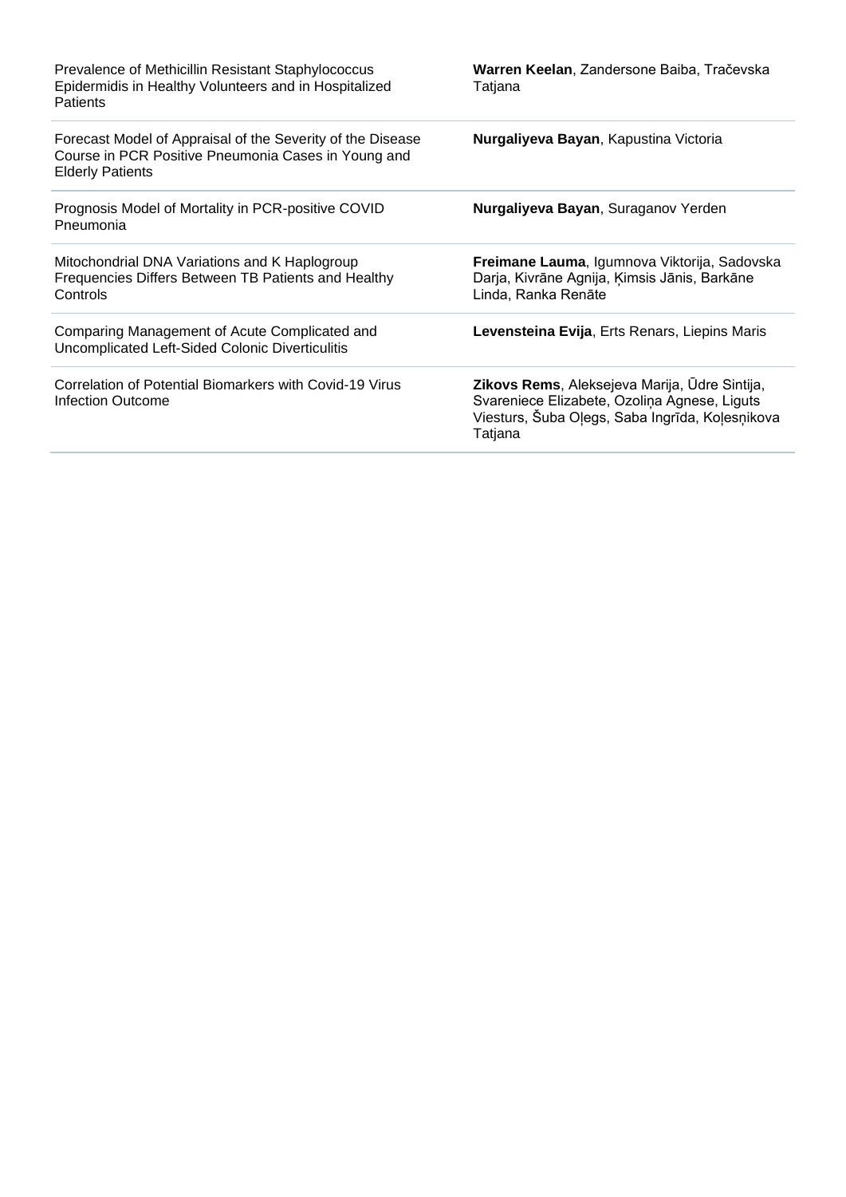| | |
|---|---|
| Prevalence of Methicillin Resistant Staphylococcus Epidermidis in Healthy Volunteers and in Hospitalized Patients | **Warren Keelan**, Zandersone Baiba, Tračevska Tatjana |
| Forecast Model of Appraisal of the Severity of the Disease Course in PCR Positive Pneumonia Cases in Young and Elderly Patients | **Nurgaliyeva Bayan**, Kapustina Victoria |
| Prognosis Model of Mortality in PCR-positive COVID Pneumonia | **Nurgaliyeva Bayan**, Suraganov Yerden |
| Mitochondrial DNA Variations and K Haplogroup Frequencies Differs Between TB Patients and Healthy Controls | **Freimane Lauma**, Igumnova Viktorija, Sadovska Darja, Kivrāne Agnija, Ķimsis Jānis, Barkāne Linda, Ranka Renāte |
| Comparing Management of Acute Complicated and Uncomplicated Left-Sided Colonic Diverticulitis | **Levensteina Evija**, Erts Renars, Liepins Maris |
| Correlation of Potential Biomarkers with Covid-19 Virus Infection Outcome | **Zikovs Rems**, Aleksejeva Marija, Ūdre Sintija, Svareniece Elizabete, Ozoliņa Agnese, Liguts Viesturs, Šuba Oļegs, Saba Ingrīda, Koļesņikova Tatjana |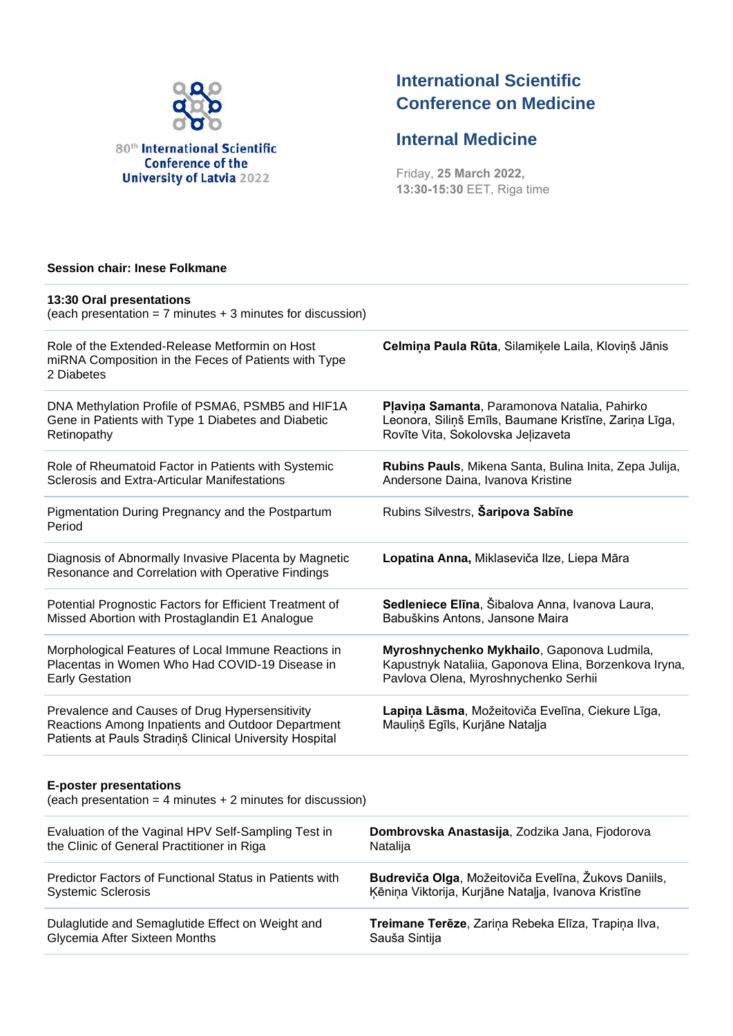80th International Scientific Conference of the University of Latvia 2022

# International Scientific Conference on Medicine

## Internal Medicine

Friday, **25 March 2022, 13:30-15:30** EET, Riga time

**Session chair: Inese Folkmane**

**13:30 Oral presentations**
(each presentation = 7 minutes + 3 minutes for discussion)

| | |
|---|---|
| Role of the Extended-Release Metformin on Host miRNA Composition in the Feces of Patients with Type 2 Diabetes | **Celmiņa Paula Rūta**, Silamiķele Laila, Kloviņš Jānis |
| DNA Methylation Profile of PSMA6, PSMB5 and HIF1A Gene in Patients with Type 1 Diabetes and Diabetic Retinopathy | **Pļaviņa Samanta**, Paramonova Natalia, Pahirko Leonora, Siliņš Emīls, Baumane Kristīne, Zariņa Līga, Rovīte Vita, Sokolovska Jeļizaveta |
| Role of Rheumatoid Factor in Patients with Systemic Sclerosis and Extra-Articular Manifestations | **Rubins Pauls**, Mikena Santa, Bulina Inita, Zepa Julija, Andersone Daina, Ivanova Kristine |
| Pigmentation During Pregnancy and the Postpartum Period | Rubins Silvestrs, **Šaripova Sabīne** |
| Diagnosis of Abnormally Invasive Placenta by Magnetic Resonance and Correlation with Operative Findings | **Lopatina Anna,** Miklaseviča Ilze, Liepa Māra |
| Potential Prognostic Factors for Efficient Treatment of Missed Abortion with Prostaglandin E1 Analogue | **Sedleniece Elīna**, Šibalova Anna, Ivanova Laura, Babuškins Antons, Jansone Maira |
| Morphological Features of Local Immune Reactions in Placentas in Women Who Had COVID-19 Disease in Early Gestation | **Myroshnychenko Mykhailo**, Gaponova Ludmila, Kapustnyk Nataliia, Gaponova Elina, Borzenkova Iryna, Pavlova Olena, Myroshnychenko Serhii |
| Prevalence and Causes of Drug Hypersensitivity Reactions Among Inpatients and Outdoor Department Patients at Pauls Stradiņš Clinical University Hospital | **Lapiņa Lāsma**, Možeitoviča Evelīna, Ciekure Līga, Mauliņš Egīls, Kurjāne Natalja |

**E-poster presentations**
(each presentation = 4 minutes + 2 minutes for discussion)

| | |
|---|---|
| Evaluation of the Vaginal HPV Self-Sampling Test in the Clinic of General Practitioner in Riga | **Dombrovska Anastasija**, Zodzika Jana, Fjodorova Natalija |
| Predictor Factors of Functional Status in Patients with Systemic Sclerosis | **Budreviča Olga**, Možeitoviča Evelīna, Žukovs Daniils, Ķēniņa Viktorija, Kurjāne Natalja, Ivanova Kristīne |
| Dulaglutide and Semaglutide Effect on Weight and Glycemia After Sixteen Months | **Treimane Terēze**, Zariņa Rebeka Elīza, Trapiņa Ilva, Sauša Sintija |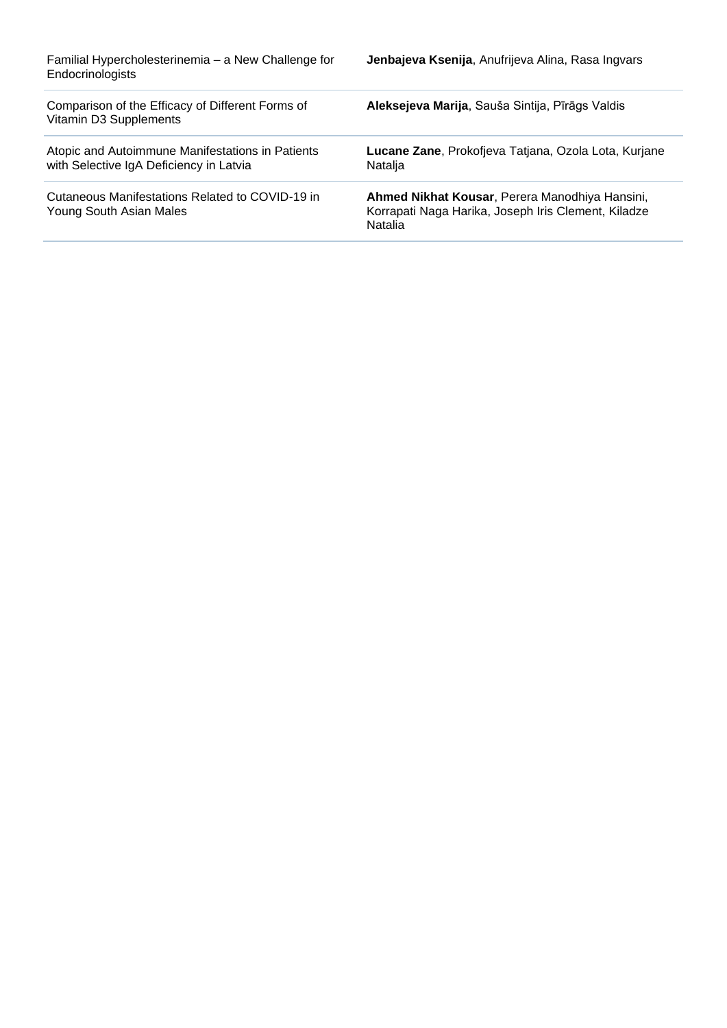| | |
|---|---|
| Familial Hypercholesterinemia – a New Challenge for Endocrinologists | **Jenbajeva Ksenija**, Anufrijeva Alina, Rasa Ingvars |
| Comparison of the Efficacy of Different Forms of Vitamin D3 Supplements | **Aleksejeva Marija**, Sauša Sintija, Pīrāgs Valdis |
| Atopic and Autoimmune Manifestations in Patients with Selective IgA Deficiency in Latvia | **Lucane Zane**, Prokofjeva Tatjana, Ozola Lota, Kurjane Natalja |
| Cutaneous Manifestations Related to COVID-19 in Young South Asian Males | **Ahmed Nikhat Kousar**, Perera Manodhiya Hansini, Korrapati Naga Harika, Joseph Iris Clement, Kiladze Natalia |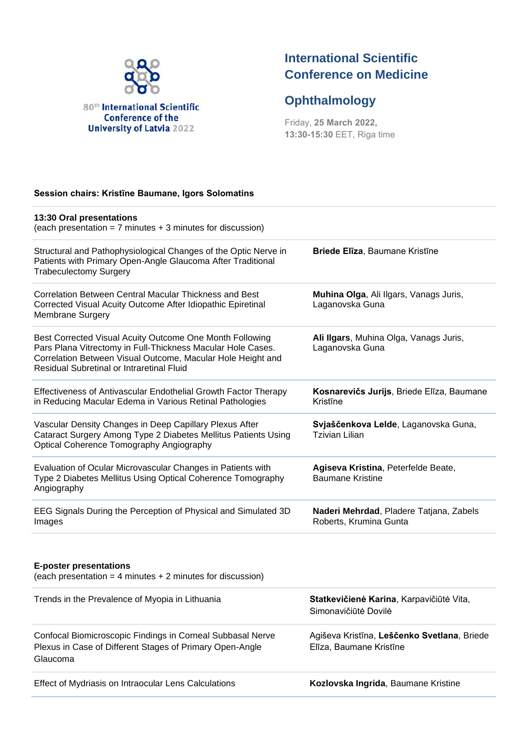80th International Scientific Conference of the University of Latvia 2022

# International Scientific Conference on Medicine

## Ophthalmology

Friday, **25 March 2022**, **13:30-15:30** EET, Riga time

**Session chairs: Kristīne Baumane, Igors Solomatins**

**13:30 Oral presentations**
(each presentation = 7 minutes + 3 minutes for discussion)

| | |
|---|---|
| Structural and Pathophysiological Changes of the Optic Nerve in Patients with Primary Open-Angle Glaucoma After Traditional Trabeculectomy Surgery | **Briede Elīza**, Baumane Kristīne |
| Correlation Between Central Macular Thickness and Best Corrected Visual Acuity Outcome After Idiopathic Epiretinal Membrane Surgery | **Muhina Olga**, Ali Ilgars, Vanags Juris, Laganovska Guna |
| Best Corrected Visual Acuity Outcome One Month Following Pars Plana Vitrectomy in Full-Thickness Macular Hole Cases. Correlation Between Visual Outcome, Macular Hole Height and Residual Subretinal or Intraretinal Fluid | **Ali Ilgars**, Muhina Olga, Vanags Juris, Laganovska Guna |
| Effectiveness of Antivascular Endothelial Growth Factor Therapy in Reducing Macular Edema in Various Retinal Pathologies | **Kosnarevičs Jurijs**, Briede Elīza, Baumane Kristīne |
| Vascular Density Changes in Deep Capillary Plexus After Cataract Surgery Among Type 2 Diabetes Mellitus Patients Using Optical Coherence Tomography Angiography | **Svjaščenkova Lelde**, Laganovska Guna, Tzivian Lilian |
| Evaluation of Ocular Microvascular Changes in Patients with Type 2 Diabetes Mellitus Using Optical Coherence Tomography Angiography | **Agiseva Kristina**, Peterfelde Beate, Baumane Kristine |
| EEG Signals During the Perception of Physical and Simulated 3D Images | **Naderi Mehrdad**, Pladere Tatjana, Zabels Roberts, Krumina Gunta |

**E-poster presentations**
(each presentation = 4 minutes + 2 minutes for discussion)

| | |
|---|---|
| Trends in the Prevalence of Myopia in Lithuania | **Statkevičienė Karina**, Karpavičiūtė Vita, Simonavičiūtė Dovilė |
| Confocal Biomicroscopic Findings in Corneal Subbasal Nerve Plexus in Case of Different Stages of Primary Open-Angle Glaucoma | Agiševa Kristīna, **Leščenko Svetlana**, Briede Elīza, Baumane Kristīne |
| Effect of Mydriasis on Intraocular Lens Calculations | **Kozlovska Ingrida**, Baumane Kristine |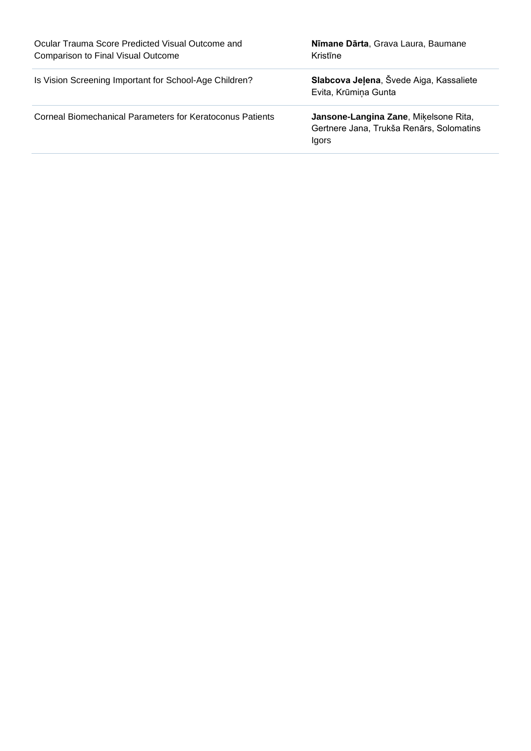| | |
|---|---|
| Ocular Trauma Score Predicted Visual Outcome and Comparison to Final Visual Outcome | **Nīmane Dārta**, Grava Laura, Baumane Kristīne |
| Is Vision Screening Important for School-Age Children? | **Slabcova Jeļena**, Švede Aiga, Kassaliete Evita, Krūmiņa Gunta |
| Corneal Biomechanical Parameters for Keratoconus Patients | **Jansone-Langina Zane**, Miķelsone Rita, Gertnere Jana, Trukša Renārs, Solomatins Igors |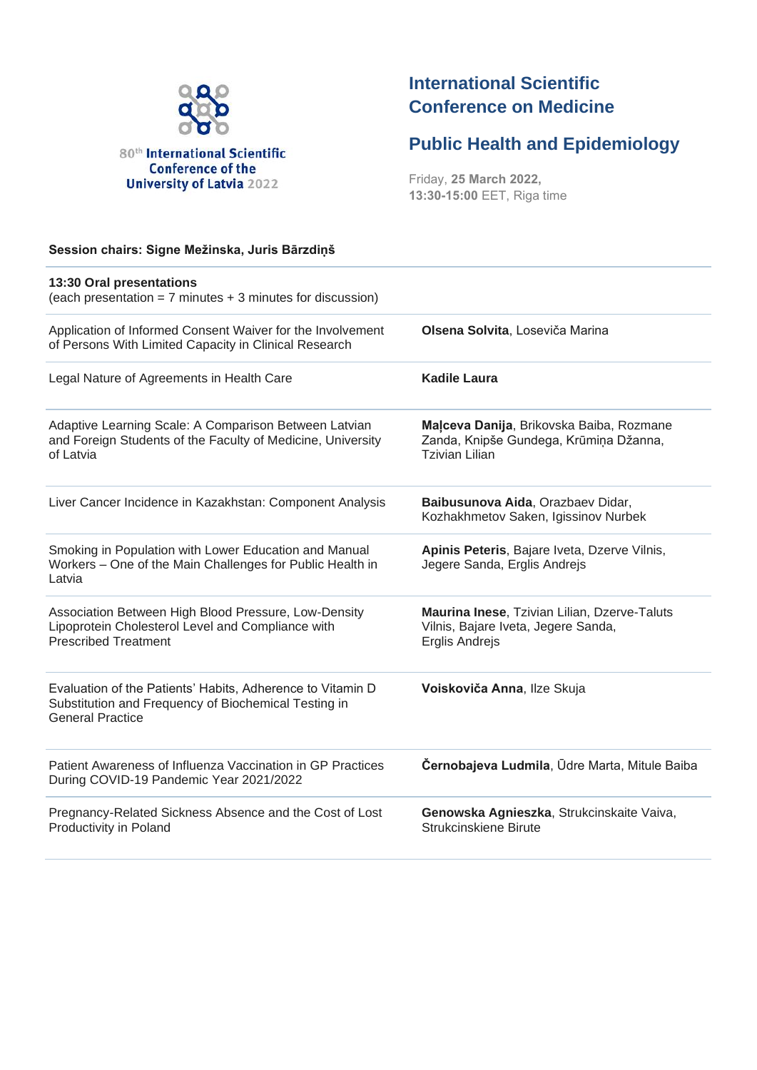80th International Scientific Conference of the University of Latvia 2022

# International Scientific Conference on Medicine

## Public Health and Epidemiology

Friday, **25 March 2022,**
**13:30-15:00** EET, Riga time

**Session chairs: Signe Mežinska, Juris Bārzdiņš**

**13:30 Oral presentations**
(each presentation = 7 minutes + 3 minutes for discussion)

| | |
|---|---|
| Application of Informed Consent Waiver for the Involvement of Persons With Limited Capacity in Clinical Research | **Olsena Solvita**, Loseviča Marina |
| Legal Nature of Agreements in Health Care | **Kadile Laura** |
| Adaptive Learning Scale: A Comparison Between Latvian and Foreign Students of the Faculty of Medicine, University of Latvia | **Maļceva Danija**, Brikovska Baiba, Rozmane Zanda, Knipše Gundega, Krūmiņa Džanna, Tzivian Lilian |
| Liver Cancer Incidence in Kazakhstan: Component Analysis | **Baibusunova Aida**, Orazbaev Didar, Kozhakhmetov Saken, Igissinov Nurbek |
| Smoking in Population with Lower Education and Manual Workers – One of the Main Challenges for Public Health in Latvia | **Apinis Peteris**, Bajare Iveta, Dzerve Vilnis, Jegere Sanda, Erglis Andrejs |
| Association Between High Blood Pressure, Low-Density Lipoprotein Cholesterol Level and Compliance with Prescribed Treatment | **Maurina Inese**, Tzivian Lilian, Dzerve-Taluts Vilnis, Bajare Iveta, Jegere Sanda, Erglis Andrejs |
| Evaluation of the Patients' Habits, Adherence to Vitamin D Substitution and Frequency of Biochemical Testing in General Practice | **Voiskoviča Anna**, Ilze Skuja |
| Patient Awareness of Influenza Vaccination in GP Practices During COVID-19 Pandemic Year 2021/2022 | **Černobajeva Ludmila**, Ūdre Marta, Mitule Baiba |
| Pregnancy-Related Sickness Absence and the Cost of Lost Productivity in Poland | **Genowska Agnieszka**, Strukcinskaite Vaiva, Strukcinskiene Birute |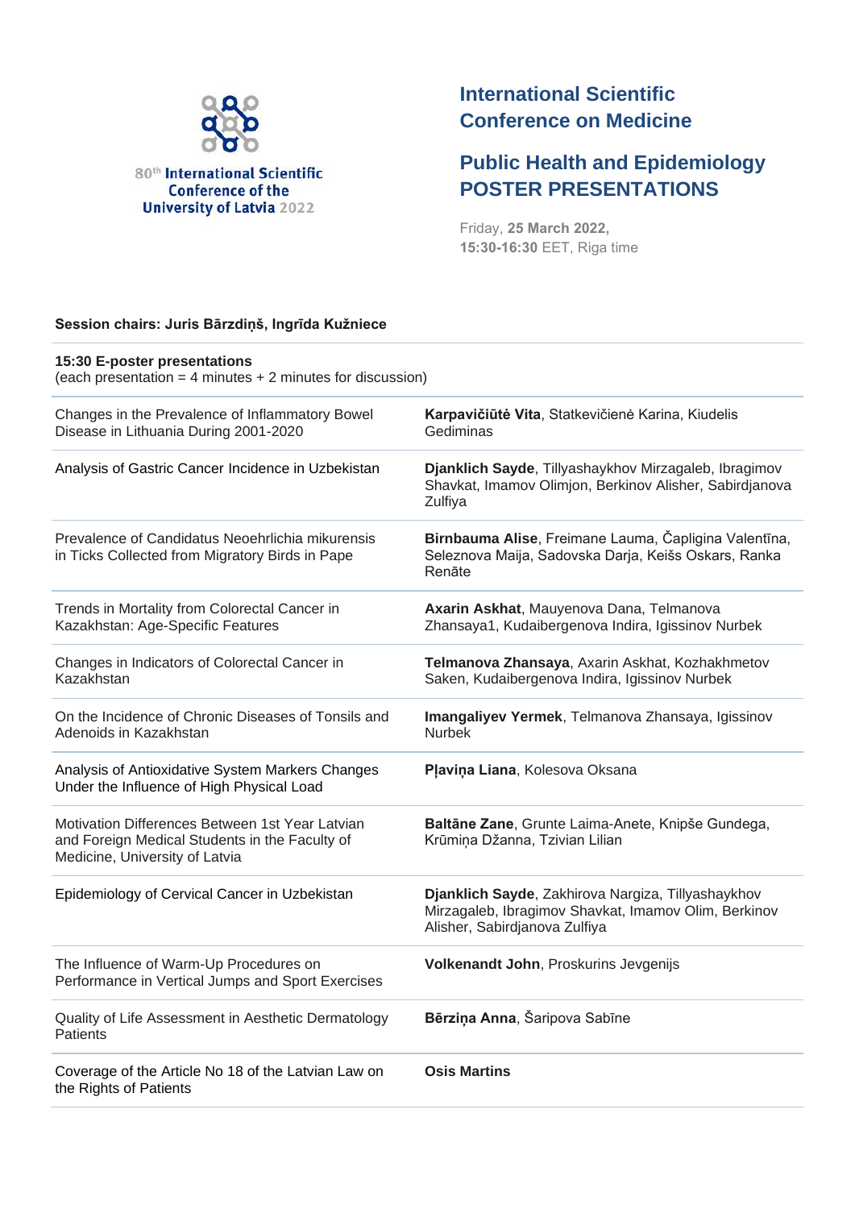80th International Scientific Conference of the University of Latvia 2022

# International Scientific Conference on Medicine

## Public Health and Epidemiology POSTER PRESENTATIONS

Friday, **25 March 2022**,
**15:30-16:30** EET, Riga time

**Session chairs: Juris Bārzdiņš, Ingrīda Kužniece**

**15:30 E-poster presentations**
(each presentation = 4 minutes + 2 minutes for discussion)

| Title | Authors |
|---|---|
| Changes in the Prevalence of Inflammatory Bowel Disease in Lithuania During 2001-2020 | **Karpavičiūtė Vita**, Statkevičienė Karina, Kiudelis Gediminas |
| Analysis of Gastric Cancer Incidence in Uzbekistan | **Djanklich Sayde**, Tillyashaykhov Mirzagaleb, Ibragimov Shavkat, Imamov Olimjon, Berkinov Alisher, Sabirdjanova Zulfiya |
| Prevalence of Candidatus Neoehrlichia mikurensis in Ticks Collected from Migratory Birds in Pape | **Birnbauma Alise**, Freimane Lauma, Čapligina Valentīna, Seleznova Maija, Sadovska Darja, Keišs Oskars, Ranka Renāte |
| Trends in Mortality from Colorectal Cancer in Kazakhstan: Age-Specific Features | **Axarin Askhat**, Mauyenova Dana, Telmanova Zhansaya1, Kudaibergenova Indira, Igissinov Nurbek |
| Changes in Indicators of Colorectal Cancer in Kazakhstan | **Telmanova Zhansaya**, Axarin Askhat, Kozhakhmetov Saken, Kudaibergenova Indira, Igissinov Nurbek |
| On the Incidence of Chronic Diseases of Tonsils and Adenoids in Kazakhstan | **Imangaliyev Yermek**, Telmanova Zhansaya, Igissinov Nurbek |
| Analysis of Antioxidative System Markers Changes Under the Influence of High Physical Load | **Pļaviņa Liana**, Kolesova Oksana |
| Motivation Differences Between 1st Year Latvian and Foreign Medical Students in the Faculty of Medicine, University of Latvia | **Baltāne Zane**, Grunte Laima-Anete, Knipše Gundega, Krūmiņa Džanna, Tzivian Lilian |
| Epidemiology of Cervical Cancer in Uzbekistan | **Djanklich Sayde**, Zakhirova Nargiza, Tillyashaykhov Mirzagaleb, Ibragimov Shavkat, Imamov Olim, Berkinov Alisher, Sabirdjanova Zulfiya |
| The Influence of Warm-Up Procedures on Performance in Vertical Jumps and Sport Exercises | **Volkenandt John**, Proskurins Jevgenijs |
| Quality of Life Assessment in Aesthetic Dermatology Patients | **Bērziņa Anna**, Šaripova Sabīne |
| Coverage of the Article No 18 of the Latvian Law on the Rights of Patients | **Osis Martins** |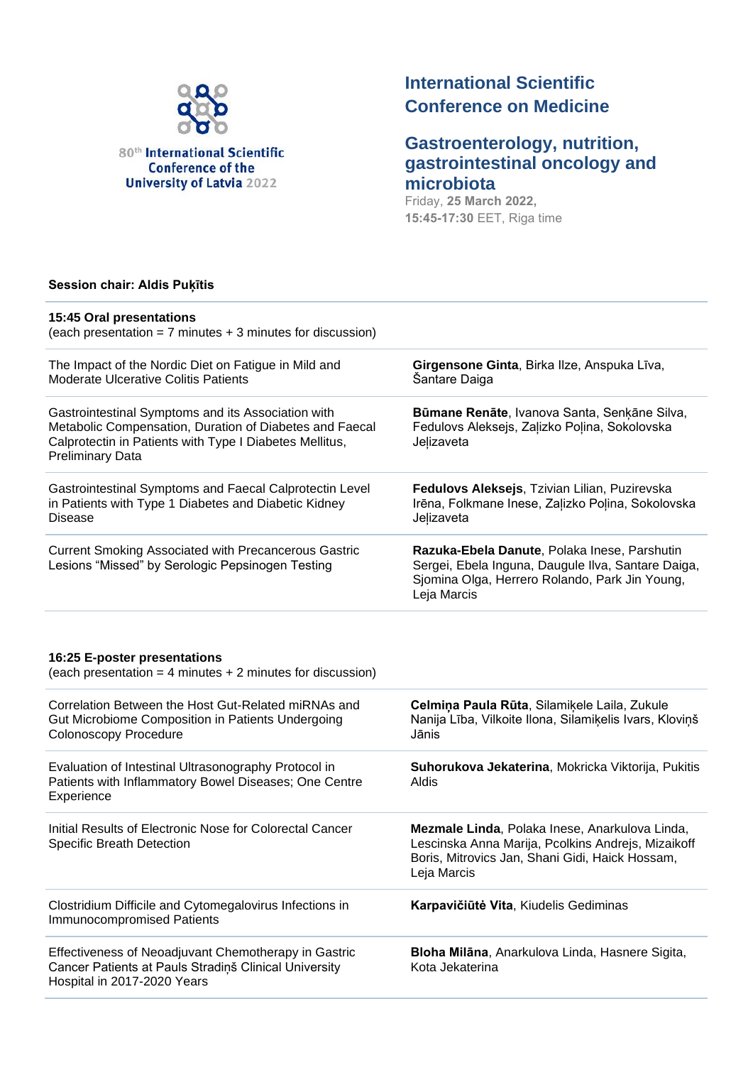80th International Scientific Conference of the University of Latvia 2022

# International Scientific Conference on Medicine

## Gastroenterology, nutrition, gastrointestinal oncology and microbiota

Friday, **25 March 2022**, **15:45-17:30** EET, Riga time

**Session chair: Aldis Puķītis**

| **15:45 Oral presentations** (each presentation = 7 minutes + 3 minutes for discussion) | |
|---|---|
| The Impact of the Nordic Diet on Fatigue in Mild and Moderate Ulcerative Colitis Patients | **Girgensone Ginta**, Birka Ilze, Anspuka Līva, Šantare Daiga |
| Gastrointestinal Symptoms and its Association with Metabolic Compensation, Duration of Diabetes and Faecal Calprotectin in Patients with Type I Diabetes Mellitus, Preliminary Data | **Būmane Renāte**, Ivanova Santa, Senķāne Silva, Fedulovs Aleksejs, Zaļizko Poļina, Sokolovska Jeļizaveta |
| Gastrointestinal Symptoms and Faecal Calprotectin Level in Patients with Type 1 Diabetes and Diabetic Kidney Disease | **Fedulovs Aleksejs**, Tzivian Lilian, Puzirevska Irēna, Folkmane Inese, Zaļizko Poļina, Sokolovska Jeļizaveta |
| Current Smoking Associated with Precancerous Gastric Lesions “Missed” by Serologic Pepsinogen Testing | **Razuka-Ebela Danute**, Polaka Inese, Parshutin Sergei, Ebela Inguna, Daugule Ilva, Santare Daiga, Sjomina Olga, Herrero Rolando, Park Jin Young, Leja Marcis |

| **16:25 E-poster presentations** (each presentation = 4 minutes + 2 minutes for discussion) | |
|---|---|
| Correlation Between the Host Gut-Related miRNAs and Gut Microbiome Composition in Patients Undergoing Colonoscopy Procedure | **Celmiņa Paula Rūta**, Silamiķele Laila, Zukule Nanija Lība, Vilkoite Ilona, Silamiķelis Ivars, Kloviņš Jānis |
| Evaluation of Intestinal Ultrasonography Protocol in Patients with Inflammatory Bowel Diseases; One Centre Experience | **Suhorukova Jekaterina**, Mokricka Viktorija, Pukitis Aldis |
| Initial Results of Electronic Nose for Colorectal Cancer Specific Breath Detection | **Mezmale Linda**, Polaka Inese, Anarkulova Linda, Lescinska Anna Marija, Pcolkins Andrejs, Mizaikoff Boris, Mitrovics Jan, Shani Gidi, Haick Hossam, Leja Marcis |
| Clostridium Difficile and Cytomegalovirus Infections in Immunocompromised Patients | **Karpavičiūtė Vita**, Kiudelis Gediminas |
| Effectiveness of Neoadjuvant Chemotherapy in Gastric Cancer Patients at Pauls Stradiņš Clinical University Hospital in 2017-2020 Years | **Bloha Milāna**, Anarkulova Linda, Hasnere Sigita, Kota Jekaterina |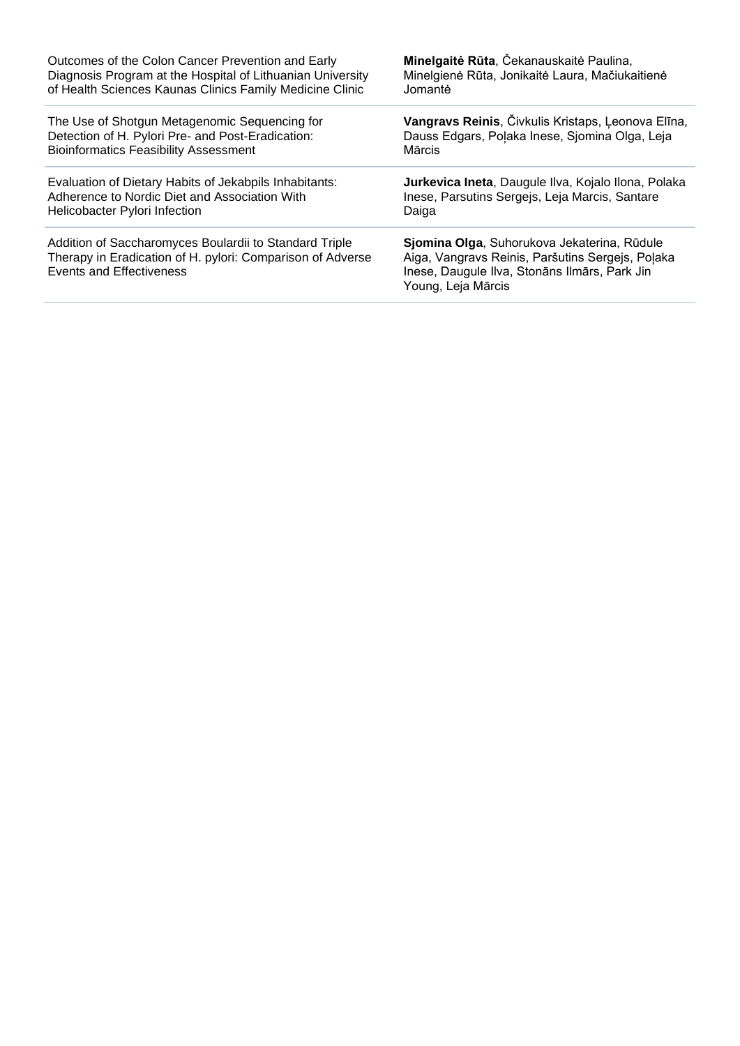| | |
|---|---|
| Outcomes of the Colon Cancer Prevention and Early Diagnosis Program at the Hospital of Lithuanian University of Health Sciences Kaunas Clinics Family Medicine Clinic | **Minelgaitė Rūta**, Čekanauskaitė Paulina, Minelgienė Rūta, Jonikaitė Laura, Mačiukaitienė Jomantė |
| The Use of Shotgun Metagenomic Sequencing for Detection of H. Pylori Pre- and Post-Eradication: Bioinformatics Feasibility Assessment | **Vangravs Reinis**, Čivkulis Kristaps, Ļeonova Elīna, Dauss Edgars, Poļaka Inese, Sjomina Olga, Leja Mārcis |
| Evaluation of Dietary Habits of Jekabpils Inhabitants: Adherence to Nordic Diet and Association With Helicobacter Pylori Infection | **Jurkevica Ineta**, Daugule Ilva, Kojalo Ilona, Polaka Inese, Parsutins Sergejs, Leja Marcis, Santare Daiga |
| Addition of Saccharomyces Boulardii to Standard Triple Therapy in Eradication of H. pylori: Comparison of Adverse Events and Effectiveness | **Sjomina Olga**, Suhorukova Jekaterina, Rūdule Aiga, Vangravs Reinis, Paršutins Sergejs, Poļaka Inese, Daugule Ilva, Stonāns Ilmārs, Park Jin Young, Leja Mārcis |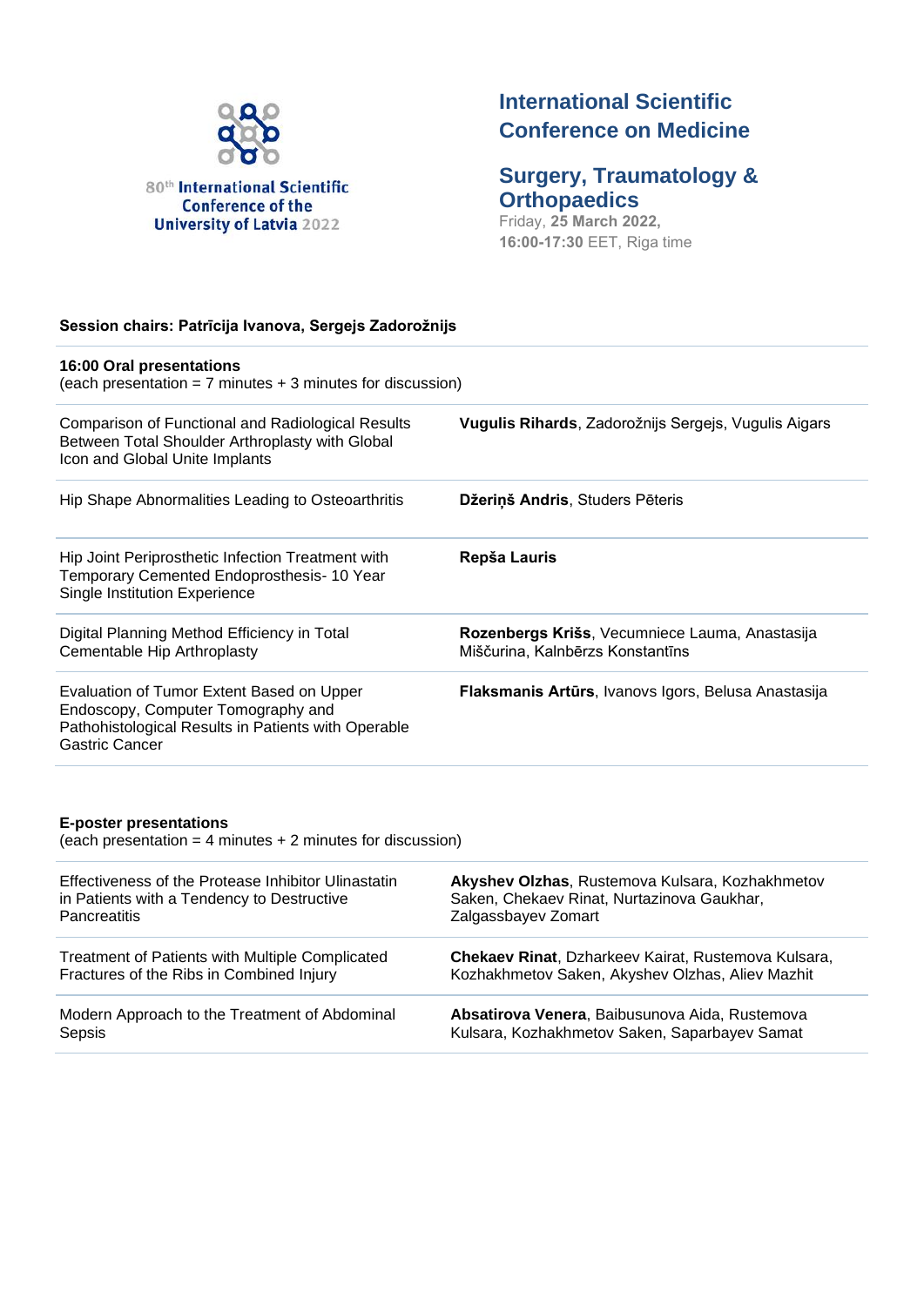80th International Scientific Conference of the University of Latvia 2022

## International Scientific Conference on Medicine

## Surgery, Traumatology & Orthopaedics

Friday, **25 March 2022,**
**16:00-17:30** EET, Riga time

**Session chairs: Patrīcija Ivanova, Sergejs Zadorožnijs**

**16:00 Oral presentations**
(each presentation = 7 minutes + 3 minutes for discussion)

| | |
|---|---|
| Comparison of Functional and Radiological Results Between Total Shoulder Arthroplasty with Global Icon and Global Unite Implants | **Vugulis Rihards**, Zadorožnijs Sergejs, Vugulis Aigars |
| Hip Shape Abnormalities Leading to Osteoarthritis | **Džeriņš Andris**, Studers Pēteris |
| Hip Joint Periprosthetic Infection Treatment with Temporary Cemented Endoprosthesis- 10 Year Single Institution Experience | **Repša Lauris** |
| Digital Planning Method Efficiency in Total Cementable Hip Arthroplasty | **Rozenbergs Krišs**, Vecumniece Lauma, Anastasija Miščurina, Kalnbērzs Konstantīns |
| Evaluation of Tumor Extent Based on Upper Endoscopy, Computer Tomography and Pathohistological Results in Patients with Operable Gastric Cancer | **Flaksmanis Artūrs**, Ivanovs Igors, Belusa Anastasija |

**E-poster presentations**
(each presentation = 4 minutes + 2 minutes for discussion)

| | |
|---|---|
| Effectiveness of the Protease Inhibitor Ulinastatin in Patients with a Tendency to Destructive Pancreatitis | **Akyshev Olzhas**, Rustemova Kulsara, Kozhakhmetov Saken, Chekaev Rinat, Nurtazinova Gaukhar, Zalgassbayev Zomart |
| Treatment of Patients with Multiple Complicated Fractures of the Ribs in Combined Injury | **Chekaev Rinat**, Dzharkeev Kairat, Rustemova Kulsara, Kozhakhmetov Saken, Akyshev Olzhas, Aliev Mazhit |
| Modern Approach to the Treatment of Abdominal Sepsis | **Absatirova Venera**, Baibusunova Aida, Rustemova Kulsara, Kozhakhmetov Saken, Saparbayev Samat |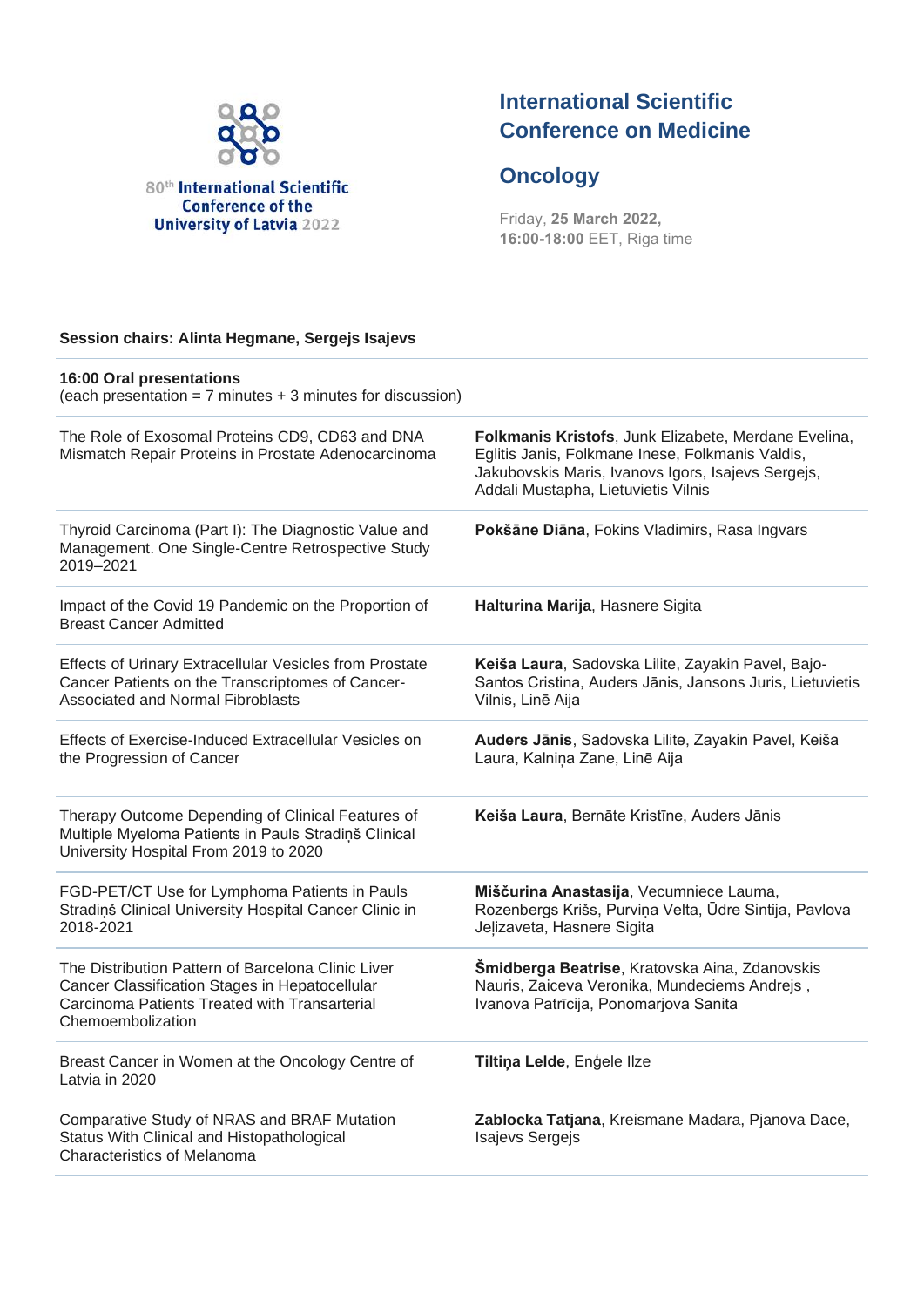80th International Scientific Conference of the University of Latvia 2022

## International Scientific Conference on Medicine

## Oncology

Friday, **25 March 2022,**
**16:00-18:00** EET, Riga time

**Session chairs: Alinta Hegmane, Sergejs Isajevs**

**16:00 Oral presentations**
(each presentation = 7 minutes + 3 minutes for discussion)

| | |
|---|---|
| The Role of Exosomal Proteins CD9, CD63 and DNA Mismatch Repair Proteins in Prostate Adenocarcinoma | **Folkmanis Kristofs**, Junk Elizabete, Merdane Evelina, Eglitis Janis, Folkmane Inese, Folkmanis Valdis, Jakubovskis Maris, Ivanovs Igors, Isajevs Sergejs, Addali Mustapha, Lietuvietis Vilnis |
| Thyroid Carcinoma (Part I): The Diagnostic Value and Management. One Single-Centre Retrospective Study 2019–2021 | **Pokšāne Diāna**, Fokins Vladimirs, Rasa Ingvars |
| Impact of the Covid 19 Pandemic on the Proportion of Breast Cancer Admitted | **Halturina Marija**, Hasnere Sigita |
| Effects of Urinary Extracellular Vesicles from Prostate Cancer Patients on the Transcriptomes of Cancer-Associated and Normal Fibroblasts | **Keiša Laura**, Sadovska Lilite, Zayakin Pavel, Bajo-Santos Cristina, Auders Jānis, Jansons Juris, Lietuvietis Vilnis, Linē Aija |
| Effects of Exercise-Induced Extracellular Vesicles on the Progression of Cancer | **Auders Jānis**, Sadovska Lilite, Zayakin Pavel, Keiša Laura, Kalniņa Zane, Linē Aija |
| Therapy Outcome Depending of Clinical Features of Multiple Myeloma Patients in Pauls Stradiņš Clinical University Hospital From 2019 to 2020 | **Keiša Laura**, Bernāte Kristīne, Auders Jānis |
| FGD-PET/CT Use for Lymphoma Patients in Pauls Stradiņš Clinical University Hospital Cancer Clinic in 2018-2021 | **Miščurina Anastasija**, Vecumniece Lauma, Rozenbergs Krišs, Purviņa Velta, Ūdre Sintija, Pavlova Jeļizaveta, Hasnere Sigita |
| The Distribution Pattern of Barcelona Clinic Liver Cancer Classification Stages in Hepatocellular Carcinoma Patients Treated with Transarterial Chemoembolization | **Šmidberga Beatrise**, Kratovska Aina, Zdanovskis Nauris, Zaiceva Veronika, Mundeciems Andrejs , Ivanova Patrīcija, Ponomarjova Sanita |
| Breast Cancer in Women at the Oncology Centre of Latvia in 2020 | **Tiltiņa Lelde**, Enģele Ilze |
| Comparative Study of NRAS and BRAF Mutation Status With Clinical and Histopathological Characteristics of Melanoma | **Zablocka Tatjana**, Kreismane Madara, Pjanova Dace, Isajevs Sergejs |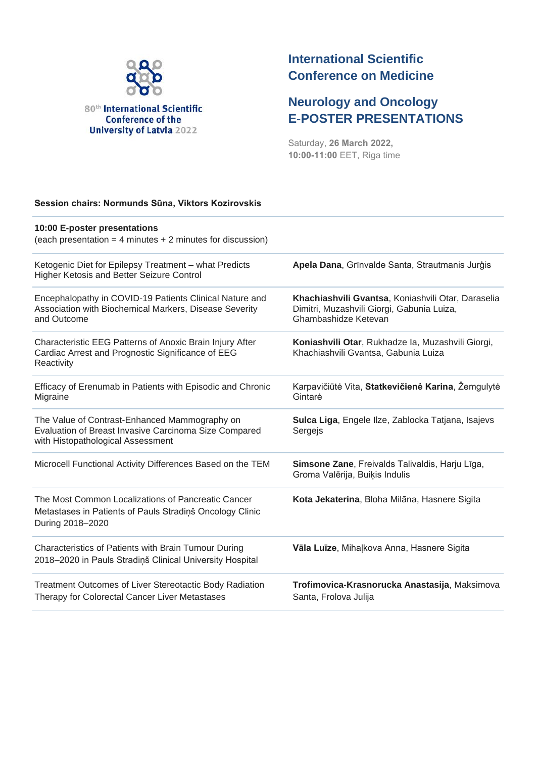80th International Scientific Conference of the University of Latvia 2022

# International Scientific Conference on Medicine

## Neurology and Oncology E-POSTER PRESENTATIONS

Saturday, **26 March 2022,**
**10:00-11:00** EET, Riga time

**Session chairs: Normunds Sūna, Viktors Kozirovskis**

**10:00 E-poster presentations**
(each presentation = 4 minutes + 2 minutes for discussion)

| Title | Authors |
|---|---|
| Ketogenic Diet for Epilepsy Treatment – what Predicts Higher Ketosis and Better Seizure Control | **Apela Dana**, Grīnvalde Santa, Strautmanis Jurģis |
| Encephalopathy in COVID-19 Patients Clinical Nature and Association with Biochemical Markers, Disease Severity and Outcome | **Khachiashvili Gvantsa**, Koniashvili Otar, Daraselia Dimitri, Muzashvili Giorgi, Gabunia Luiza, Ghambashidze Ketevan |
| Characteristic EEG Patterns of Anoxic Brain Injury After Cardiac Arrest and Prognostic Significance of EEG Reactivity | **Koniashvili Otar**, Rukhadze Ia, Muzashvili Giorgi, Khachiashvili Gvantsa, Gabunia Luiza |
| Efficacy of Erenumab in Patients with Episodic and Chronic Migraine | Karpavičiūtė Vita, **Statkevičienė Karina**, Žemgulytė Gintarė |
| The Value of Contrast-Enhanced Mammography on Evaluation of Breast Invasive Carcinoma Size Compared with Histopathological Assessment | **Sulca Liga**, Engele Ilze, Zablocka Tatjana, Isajevs Sergejs |
| Microcell Functional Activity Differences Based on the TEM | **Simsone Zane**, Freivalds Talivaldis, Harju Līga, Groma Valērija, Buiķis Indulis |
| The Most Common Localizations of Pancreatic Cancer Metastases in Patients of Pauls Stradiņš Oncology Clinic During 2018–2020 | **Kota Jekaterina**, Bloha Milāna, Hasnere Sigita |
| Characteristics of Patients with Brain Tumour During 2018–2020 in Pauls Stradiņš Clinical University Hospital | **Vāla Luīze**, Mihaļkova Anna, Hasnere Sigita |
| Treatment Outcomes of Liver Stereotactic Body Radiation Therapy for Colorectal Cancer Liver Metastases | **Trofimovica-Krasnorucka Anastasija**, Maksimova Santa, Frolova Julija |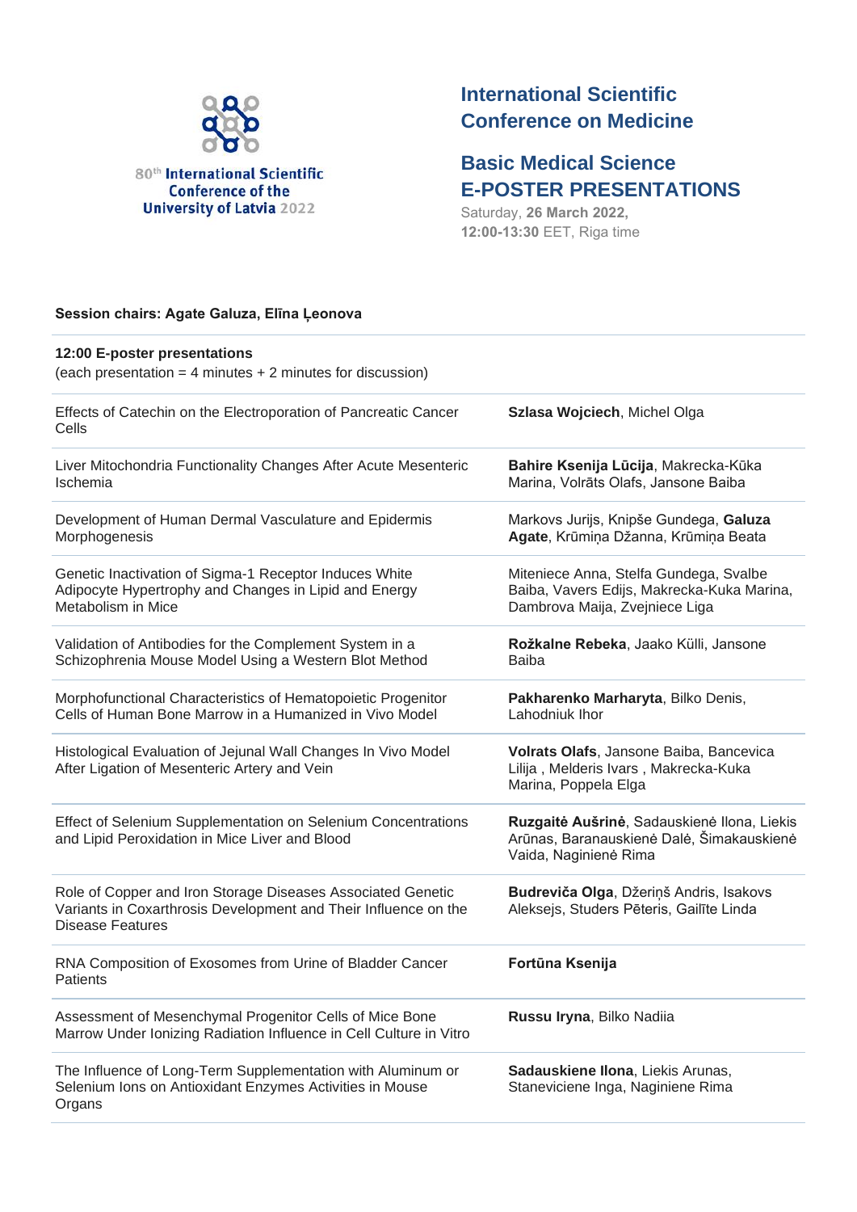80th International Scientific Conference of the University of Latvia 2022

# International Scientific Conference on Medicine

## Basic Medical Science E-POSTER PRESENTATIONS

Saturday, **26 March 2022,**
**12:00-13:30** EET, Riga time

**Session chairs: Agate Galuza, Elīna Ļeonova**

**12:00 E-poster presentations**
(each presentation = 4 minutes + 2 minutes for discussion)

| Title | Authors |
|---|---|
| Effects of Catechin on the Electroporation of Pancreatic Cancer Cells | **Szlasa Wojciech**, Michel Olga |
| Liver Mitochondria Functionality Changes After Acute Mesenteric Ischemia | **Bahire Ksenija Lūcija**, Makrecka-Kūka Marina, Volrāts Olafs, Jansone Baiba |
| Development of Human Dermal Vasculature and Epidermis Morphogenesis | Markovs Jurijs, Knipše Gundega, **Galuza Agate**, Krūmiņa Džanna, Krūmiņa Beata |
| Genetic Inactivation of Sigma-1 Receptor Induces White Adipocyte Hypertrophy and Changes in Lipid and Energy Metabolism in Mice | Miteniece Anna, Stelfa Gundega, Svalbe Baiba, Vavers Edijs, Makrecka-Kuka Marina, Dambrova Maija, Zvejniece Liga |
| Validation of Antibodies for the Complement System in a Schizophrenia Mouse Model Using a Western Blot Method | **Rožkalne Rebeka**, Jaako Külli, Jansone Baiba |
| Morphofunctional Characteristics of Hematopoietic Progenitor Cells of Human Bone Marrow in a Humanized in Vivo Model | **Pakharenko Marharyta**, Bilko Denis, Lahodniuk Ihor |
| Histological Evaluation of Jejunal Wall Changes In Vivo Model After Ligation of Mesenteric Artery and Vein | **Volrats Olafs**, Jansone Baiba, Bancevica Lilija , Melderis Ivars , Makrecka-Kuka Marina, Poppela Elga |
| Effect of Selenium Supplementation on Selenium Concentrations and Lipid Peroxidation in Mice Liver and Blood | **Ruzgaitė Aušrinė**, Sadauskienė Ilona, Liekis Arūnas, Baranauskienė Dalė, Šimakauskienė Vaida, Naginienė Rima |
| Role of Copper and Iron Storage Diseases Associated Genetic Variants in Coxarthrosis Development and Their Influence on the Disease Features | **Budreviča Olga**, Džeriņš Andris, Isakovs Aleksejs, Studers Pēteris, Gailīte Linda |
| RNA Composition of Exosomes from Urine of Bladder Cancer Patients | **Fortūna Ksenija** |
| Assessment of Mesenchymal Progenitor Cells of Mice Bone Marrow Under Ionizing Radiation Influence in Cell Culture in Vitro | **Russu Iryna**, Bilko Nadiia |
| The Influence of Long-Term Supplementation with Aluminum or Selenium Ions on Antioxidant Enzymes Activities in Mouse Organs | **Sadauskiene Ilona**, Liekis Arunas, Staneviciene Inga, Naginiene Rima |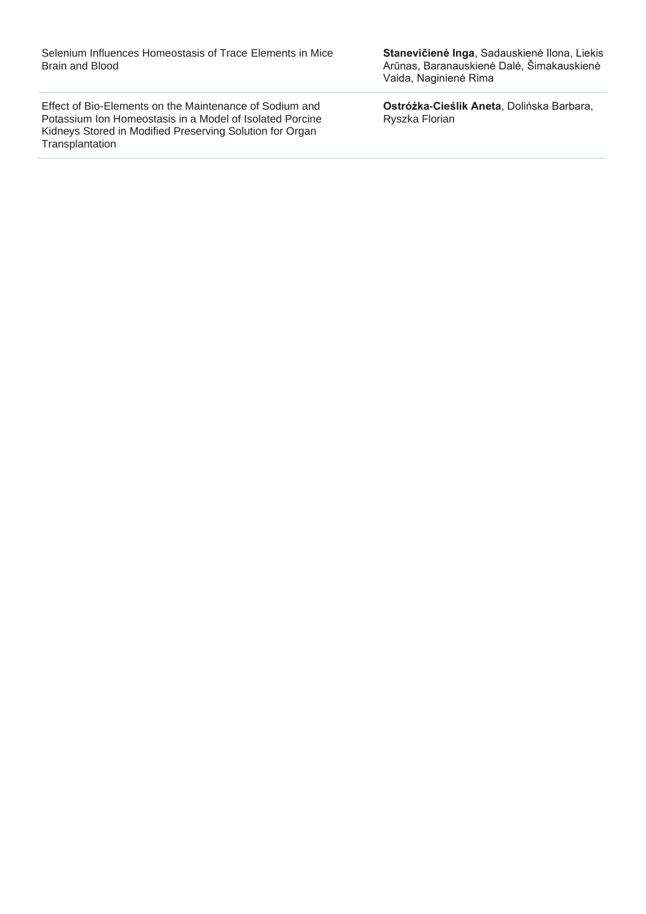| | |
|---|---|
| Selenium Influences Homeostasis of Trace Elements in Mice Brain and Blood | **Stanevičienė Inga**, Sadauskienė Ilona, Liekis Arūnas, Baranauskienė Dalė, Šimakauskienė Vaida, Naginienė Rima |
| Effect of Bio-Elements on the Maintenance of Sodium and Potassium Ion Homeostasis in a Model of Isolated Porcine Kidneys Stored in Modified Preserving Solution for Organ Transplantation | **Ostróżka-Cieślik Aneta**, Dolińska Barbara, Ryszka Florian |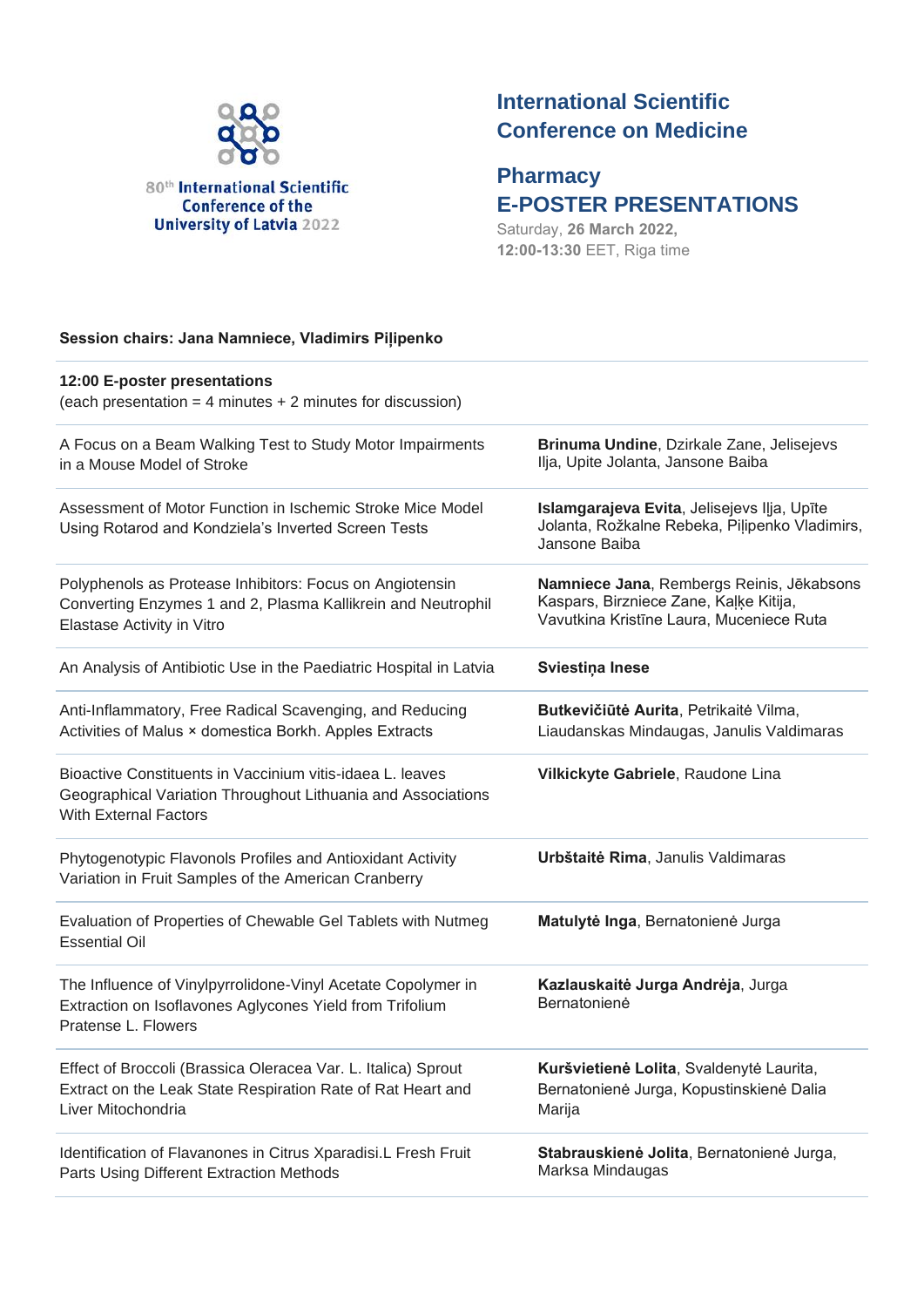80th International Scientific Conference of the University of Latvia 2022

# International Scientific Conference on Medicine

## Pharmacy
## E-POSTER PRESENTATIONS

Saturday, **26 March 2022,**
**12:00-13:30** EET, Riga time

**Session chairs: Jana Namniece, Vladimirs Piļipenko**

**12:00 E-poster presentations**
(each presentation = 4 minutes + 2 minutes for discussion)

| | |
|---|---|
| A Focus on a Beam Walking Test to Study Motor Impairments in a Mouse Model of Stroke | **Brinuma Undine**, Dzirkale Zane, Jelisejevs Ilja, Upite Jolanta, Jansone Baiba |
| Assessment of Motor Function in Ischemic Stroke Mice Model Using Rotarod and Kondziela's Inverted Screen Tests | **Islamgarajeva Evita**, Jelisejevs Iļja, Upīte Jolanta, Rožkalne Rebeka, Piļipenko Vladimirs, Jansone Baiba |
| Polyphenols as Protease Inhibitors: Focus on Angiotensin Converting Enzymes 1 and 2, Plasma Kallikrein and Neutrophil Elastase Activity in Vitro | **Namniece Jana**, Rembergs Reinis, Jēkabsons Kaspars, Birzniece Zane, Kaļķe Kitija, Vavutkina Kristīne Laura, Muceniece Ruta |
| An Analysis of Antibiotic Use in the Paediatric Hospital in Latvia | **Sviestiņa Inese** |
| Anti-Inflammatory, Free Radical Scavenging, and Reducing Activities of Malus × domestica Borkh. Apples Extracts | **Butkevičiūtė Aurita**, Petrikaitė Vilma, Liaudanskas Mindaugas, Janulis Valdimaras |
| Bioactive Constituents in Vaccinium vitis-idaea L. leaves Geographical Variation Throughout Lithuania and Associations With External Factors | **Vilkickyte Gabriele**, Raudone Lina |
| Phytogenotypic Flavonols Profiles and Antioxidant Activity Variation in Fruit Samples of the American Cranberry | **Urbštaitė Rima**, Janulis Valdimaras |
| Evaluation of Properties of Chewable Gel Tablets with Nutmeg Essential Oil | **Matulytė Inga**, Bernatonienė Jurga |
| The Influence of Vinylpyrrolidone-Vinyl Acetate Copolymer in Extraction on Isoflavones Aglycones Yield from Trifolium Pratense L. Flowers | **Kazlauskaitė Jurga Andrėja**, Jurga Bernatonienė |
| Effect of Broccoli (Brassica Oleracea Var. L. Italica) Sprout Extract on the Leak State Respiration Rate of Rat Heart and Liver Mitochondria | **Kuršvietienė Lolita**, Svaldenytė Laurita, Bernatonienė Jurga, Kopustinskienė Dalia Marija |
| Identification of Flavanones in Citrus Xparadisi.L Fresh Fruit Parts Using Different Extraction Methods | **Stabrauskienė Jolita**, Bernatonienė Jurga, Marksa Mindaugas |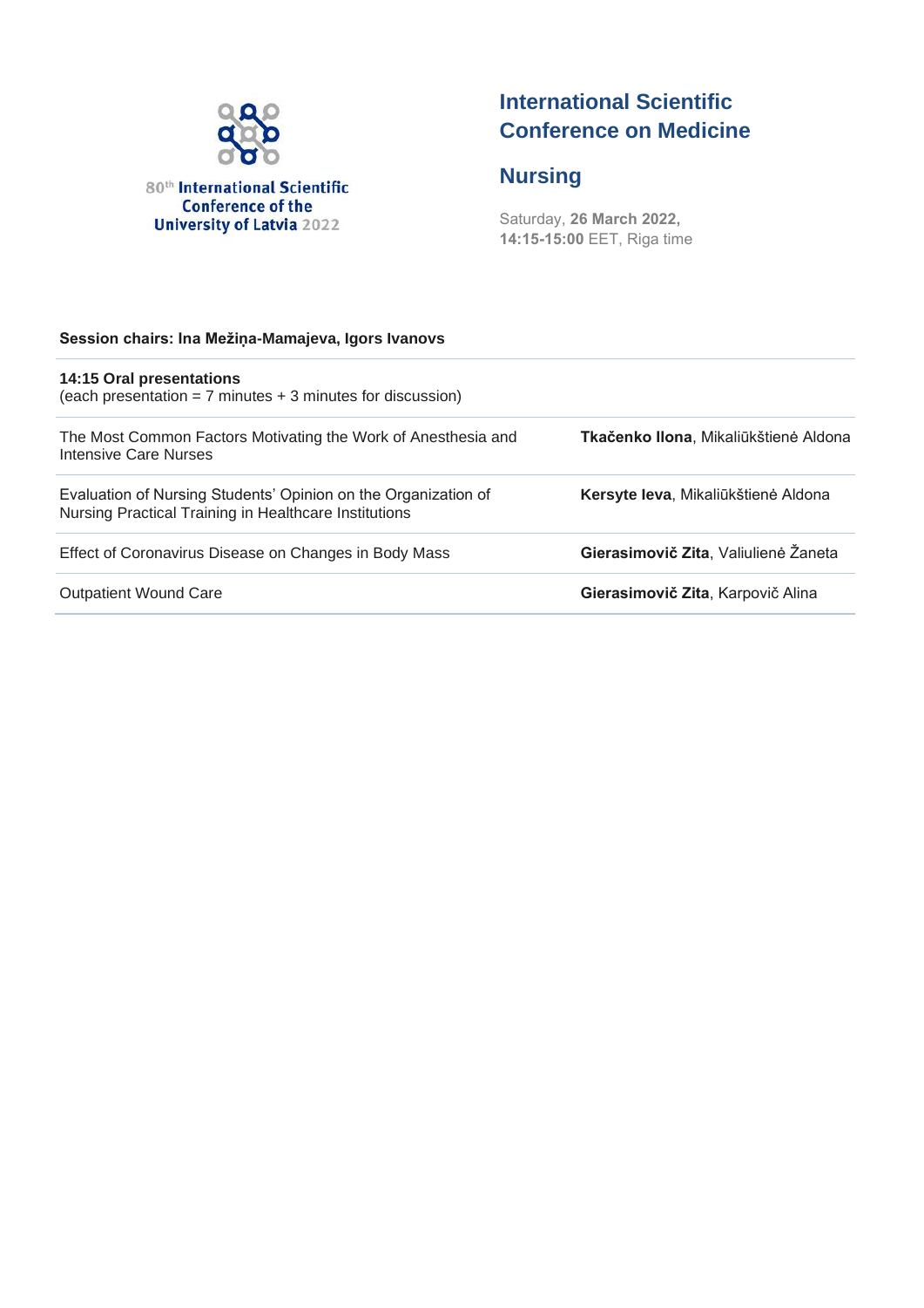80th International Scientific Conference of the University of Latvia 2022

# International Scientific Conference on Medicine

## Nursing

Saturday, **26 March 2022,**
**14:15-15:00** EET, Riga time

**Session chairs: Ina Mežiņa-Mamajeva, Igors Ivanovs**

**14:15 Oral presentations**
(each presentation = 7 minutes + 3 minutes for discussion)

| | |
|---|---|
| The Most Common Factors Motivating the Work of Anesthesia and Intensive Care Nurses | **Tkačenko Ilona**, Mikaliūkštienė Aldona |
| Evaluation of Nursing Students' Opinion on the Organization of Nursing Practical Training in Healthcare Institutions | **Kersyte Ieva**, Mikaliūkštienė Aldona |
| Effect of Coronavirus Disease on Changes in Body Mass | **Gierasimovič Zita**, Valiulienė Žaneta |
| Outpatient Wound Care | **Gierasimovič Zita**, Karpovič Alina |